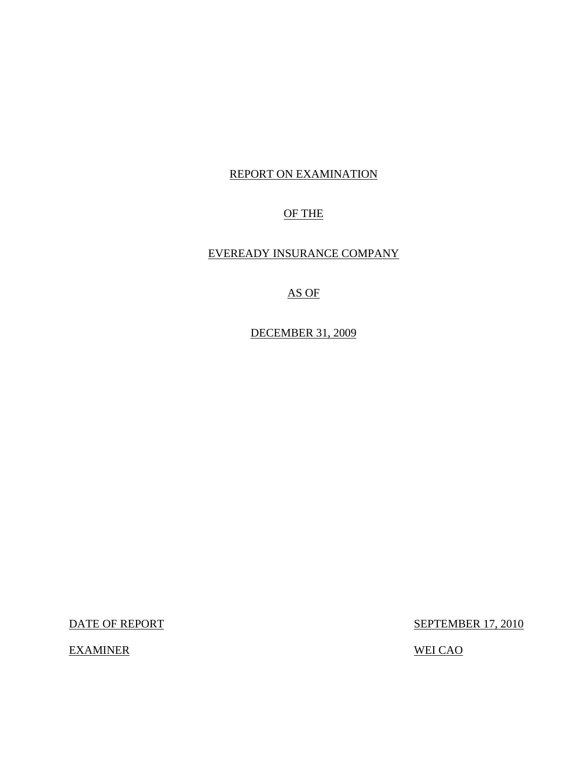REPORT ON EXAMINATION

OF THE

EVEREADY INSURANCE COMPANY

AS OF

DECEMBER 31, 2009

DATE OF REPORT SEPTEMBER 17, 2010

EXAMINER WEI CAO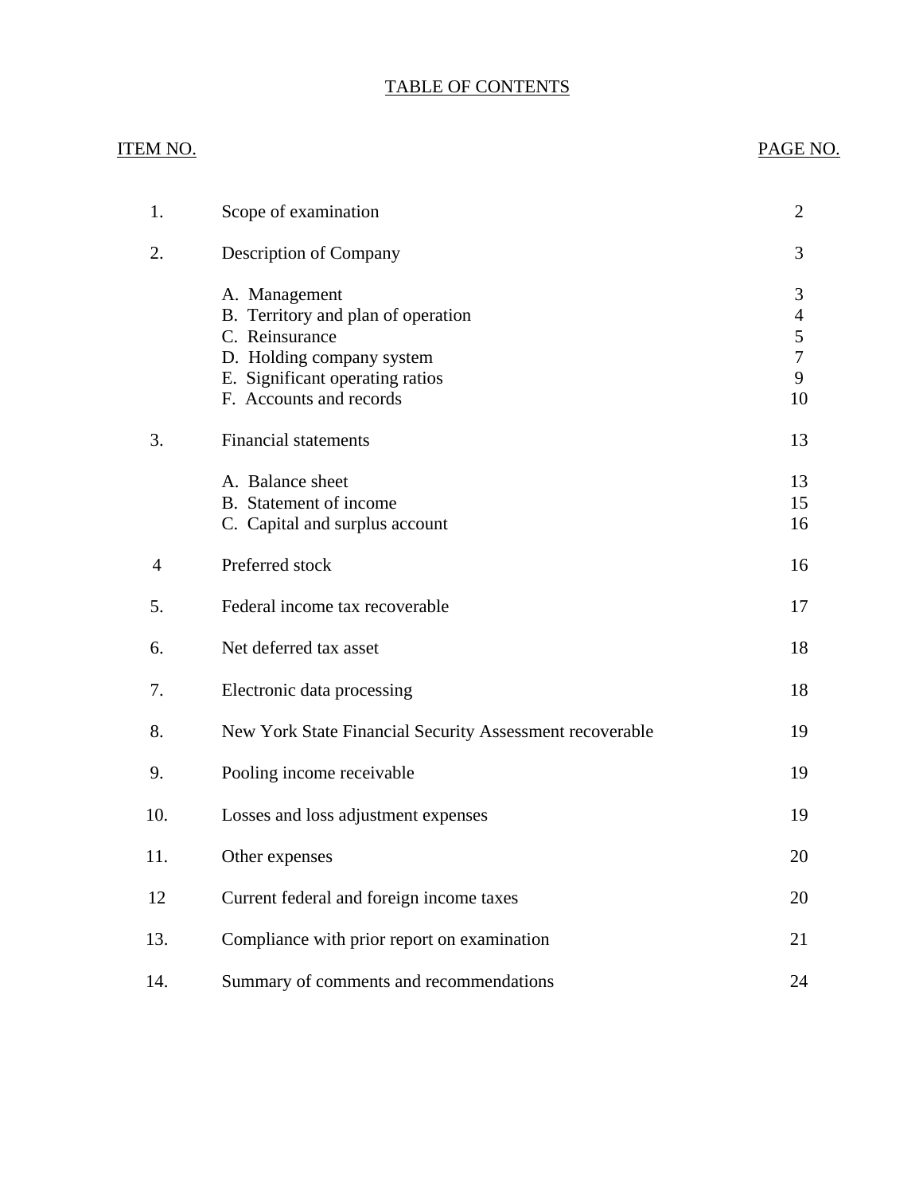# TABLE OF CONTENTS

| ITEM NO. | | PAGE NO. |
|---|---|---|
| 1. | Scope of examination | 2 |
| 2. | Description of Company | 3 |
| | A. Management | 3 |
| | B. Territory and plan of operation | 4 |
| | C. Reinsurance | 5 |
| | D. Holding company system | 7 |
| | E. Significant operating ratios | 9 |
| | F. Accounts and records | 10 |
| 3. | Financial statements | 13 |
| | A. Balance sheet | 13 |
| | B. Statement of income | 15 |
| | C. Capital and surplus account | 16 |
| 4 | Preferred stock | 16 |
| 5. | Federal income tax recoverable | 17 |
| 6. | Net deferred tax asset | 18 |
| 7. | Electronic data processing | 18 |
| 8. | New York State Financial Security Assessment recoverable | 19 |
| 9. | Pooling income receivable | 19 |
| 10. | Losses and loss adjustment expenses | 19 |
| 11. | Other expenses | 20 |
| 12 | Current federal and foreign income taxes | 20 |
| 13. | Compliance with prior report on examination | 21 |
| 14. | Summary of comments and recommendations | 24 |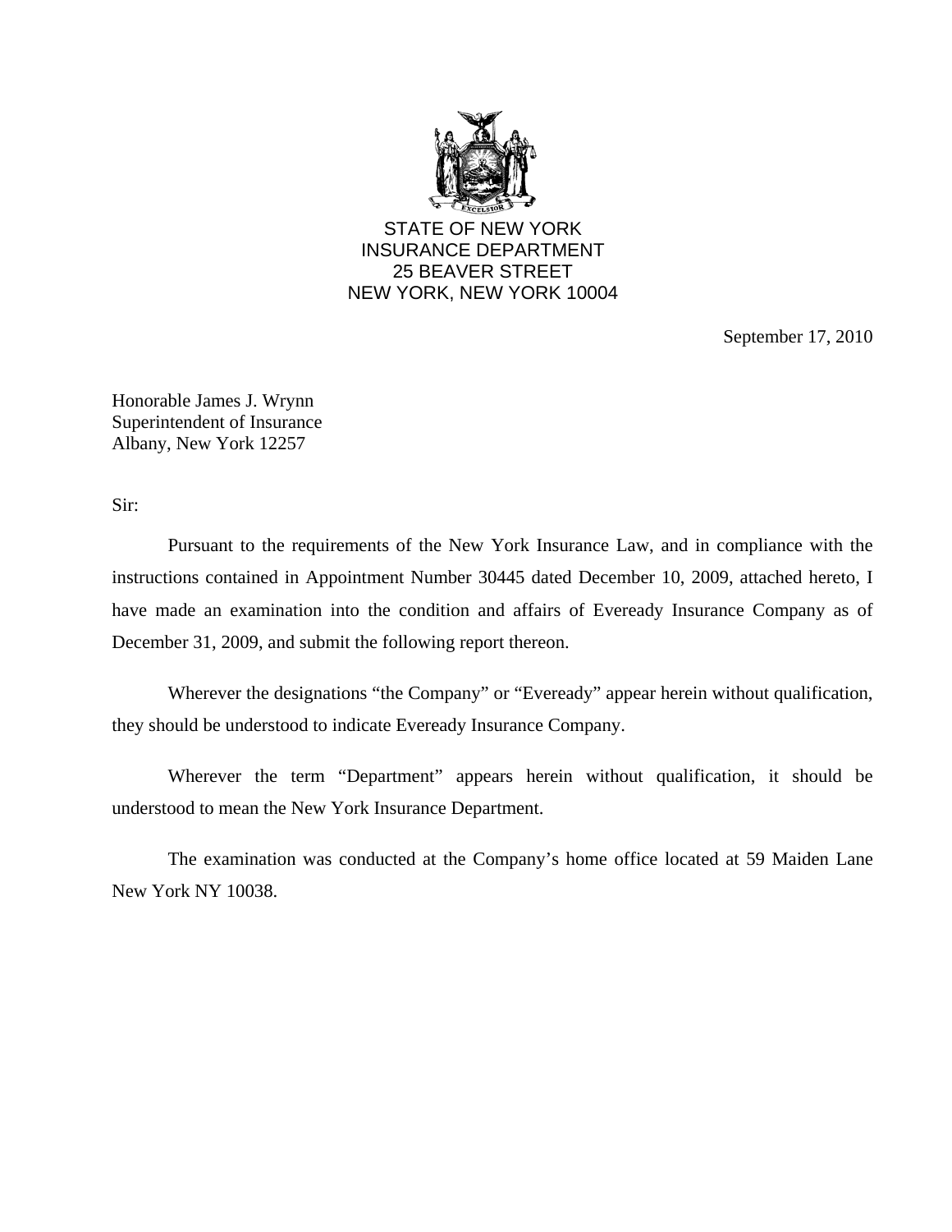STATE OF NEW YORK
INSURANCE DEPARTMENT
25 BEAVER STREET
NEW YORK, NEW YORK 10004

September 17, 2010

Honorable James J. Wrynn
Superintendent of Insurance
Albany, New York 12257

Sir:

Pursuant to the requirements of the New York Insurance Law, and in compliance with the instructions contained in Appointment Number 30445 dated December 10, 2009, attached hereto, I have made an examination into the condition and affairs of Eveready Insurance Company as of December 31, 2009, and submit the following report thereon.

Wherever the designations "the Company" or "Eveready" appear herein without qualification, they should be understood to indicate Eveready Insurance Company.

Wherever the term "Department" appears herein without qualification, it should be understood to mean the New York Insurance Department.

The examination was conducted at the Company's home office located at 59 Maiden Lane New York NY 10038.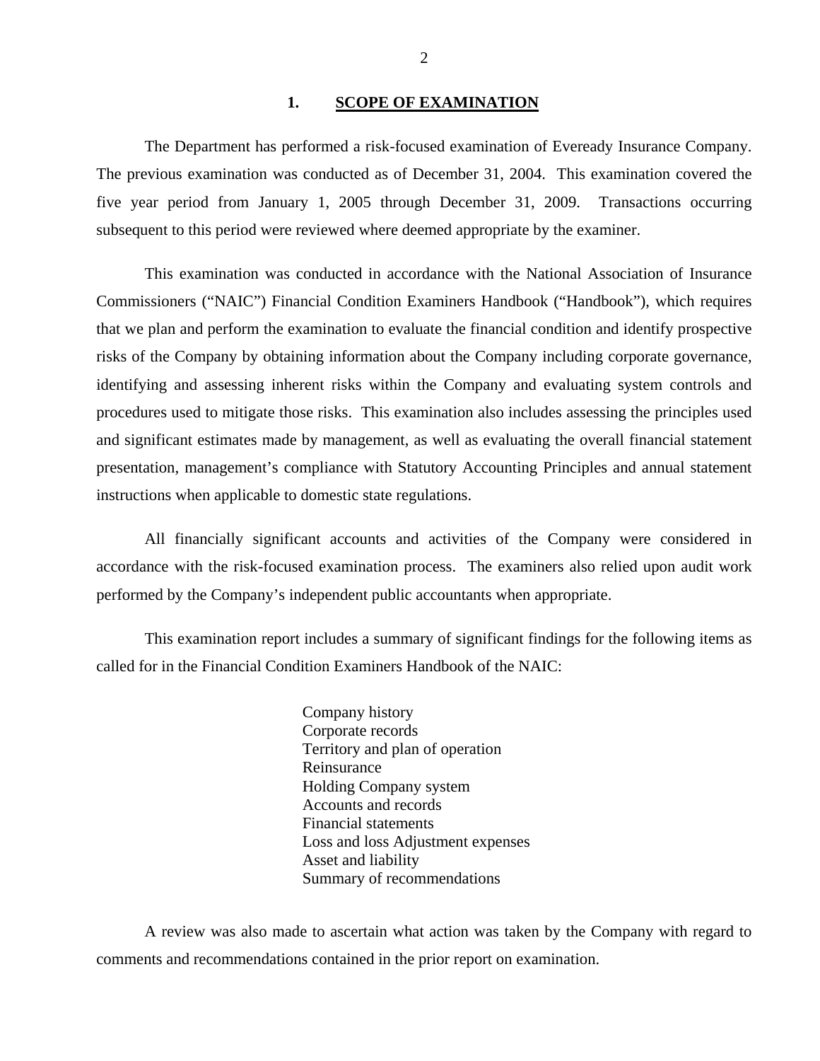## 1. SCOPE OF EXAMINATION

The Department has performed a risk-focused examination of Eveready Insurance Company. The previous examination was conducted as of December 31, 2004. This examination covered the five year period from January 1, 2005 through December 31, 2009. Transactions occurring subsequent to this period were reviewed where deemed appropriate by the examiner.

This examination was conducted in accordance with the National Association of Insurance Commissioners ("NAIC") Financial Condition Examiners Handbook ("Handbook"), which requires that we plan and perform the examination to evaluate the financial condition and identify prospective risks of the Company by obtaining information about the Company including corporate governance, identifying and assessing inherent risks within the Company and evaluating system controls and procedures used to mitigate those risks. This examination also includes assessing the principles used and significant estimates made by management, as well as evaluating the overall financial statement presentation, management's compliance with Statutory Accounting Principles and annual statement instructions when applicable to domestic state regulations.

All financially significant accounts and activities of the Company were considered in accordance with the risk-focused examination process. The examiners also relied upon audit work performed by the Company's independent public accountants when appropriate.

This examination report includes a summary of significant findings for the following items as called for in the Financial Condition Examiners Handbook of the NAIC:

- Company history
- Corporate records
- Territory and plan of operation
- Reinsurance
- Holding Company system
- Accounts and records
- Financial statements
- Loss and loss Adjustment expenses
- Asset and liability
- Summary of recommendations

A review was also made to ascertain what action was taken by the Company with regard to comments and recommendations contained in the prior report on examination.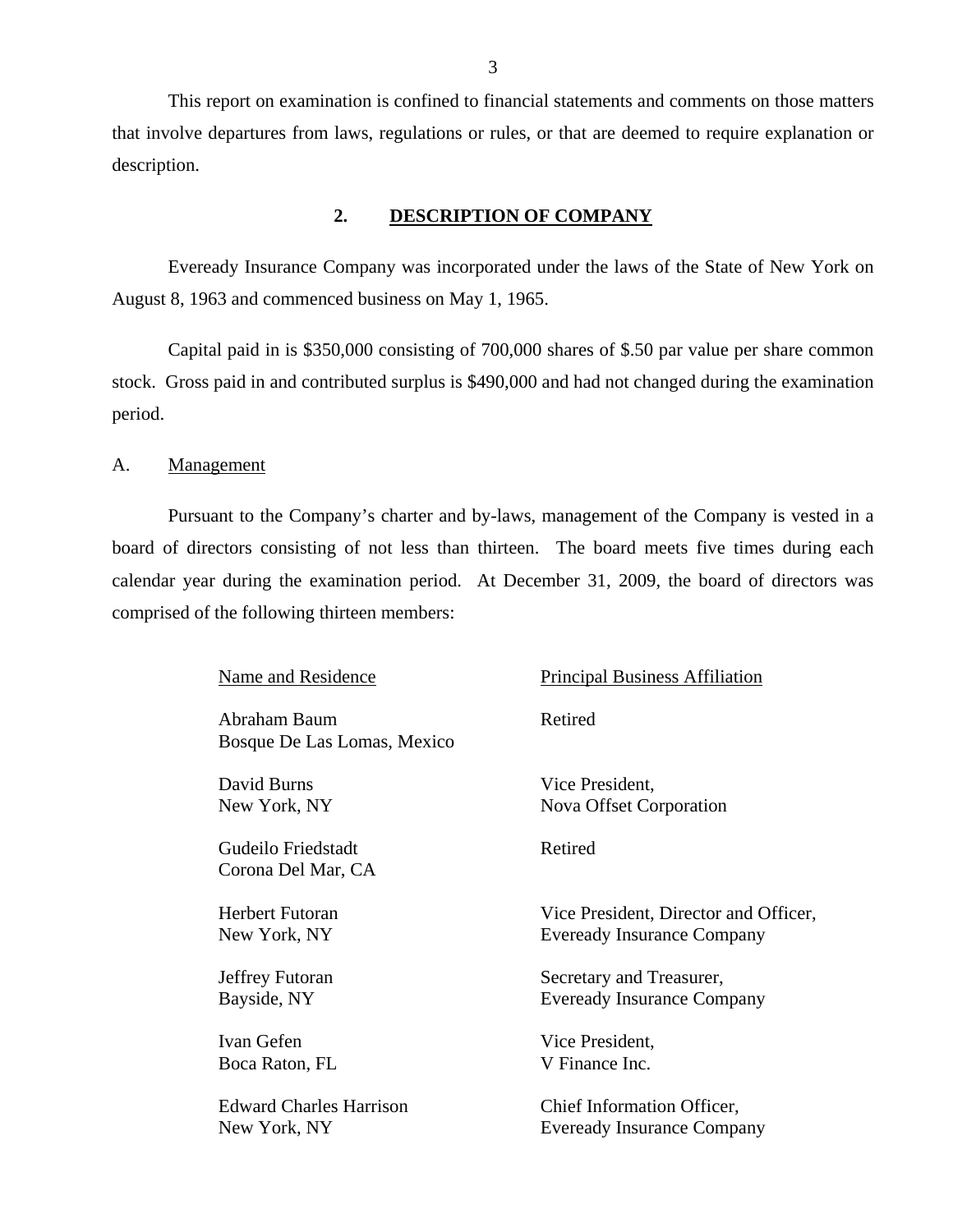This report on examination is confined to financial statements and comments on those matters that involve departures from laws, regulations or rules, or that are deemed to require explanation or description.

## 2. DESCRIPTION OF COMPANY

Eveready Insurance Company was incorporated under the laws of the State of New York on August 8, 1963 and commenced business on May 1, 1965.

Capital paid in is $350,000 consisting of 700,000 shares of $.50 par value per share common stock. Gross paid in and contributed surplus is $490,000 and had not changed during the examination period.

### A. Management

Pursuant to the Company's charter and by-laws, management of the Company is vested in a board of directors consisting of not less than thirteen. The board meets five times during each calendar year during the examination period. At December 31, 2009, the board of directors was comprised of the following thirteen members:

| Name and Residence | Principal Business Affiliation |
|---|---|
| Abraham Baum<br>Bosque De Las Lomas, Mexico | Retired |
| David Burns<br>New York, NY | Vice President,<br>Nova Offset Corporation |
| Gudeilo Friedstadt<br>Corona Del Mar, CA | Retired |
| Herbert Futoran<br>New York, NY | Vice President, Director and Officer,<br>Eveready Insurance Company |
| Jeffrey Futoran<br>Bayside, NY | Secretary and Treasurer,<br>Eveready Insurance Company |
| Ivan Gefen<br>Boca Raton, FL | Vice President,<br>V Finance Inc. |
| Edward Charles Harrison<br>New York, NY | Chief Information Officer,<br>Eveready Insurance Company |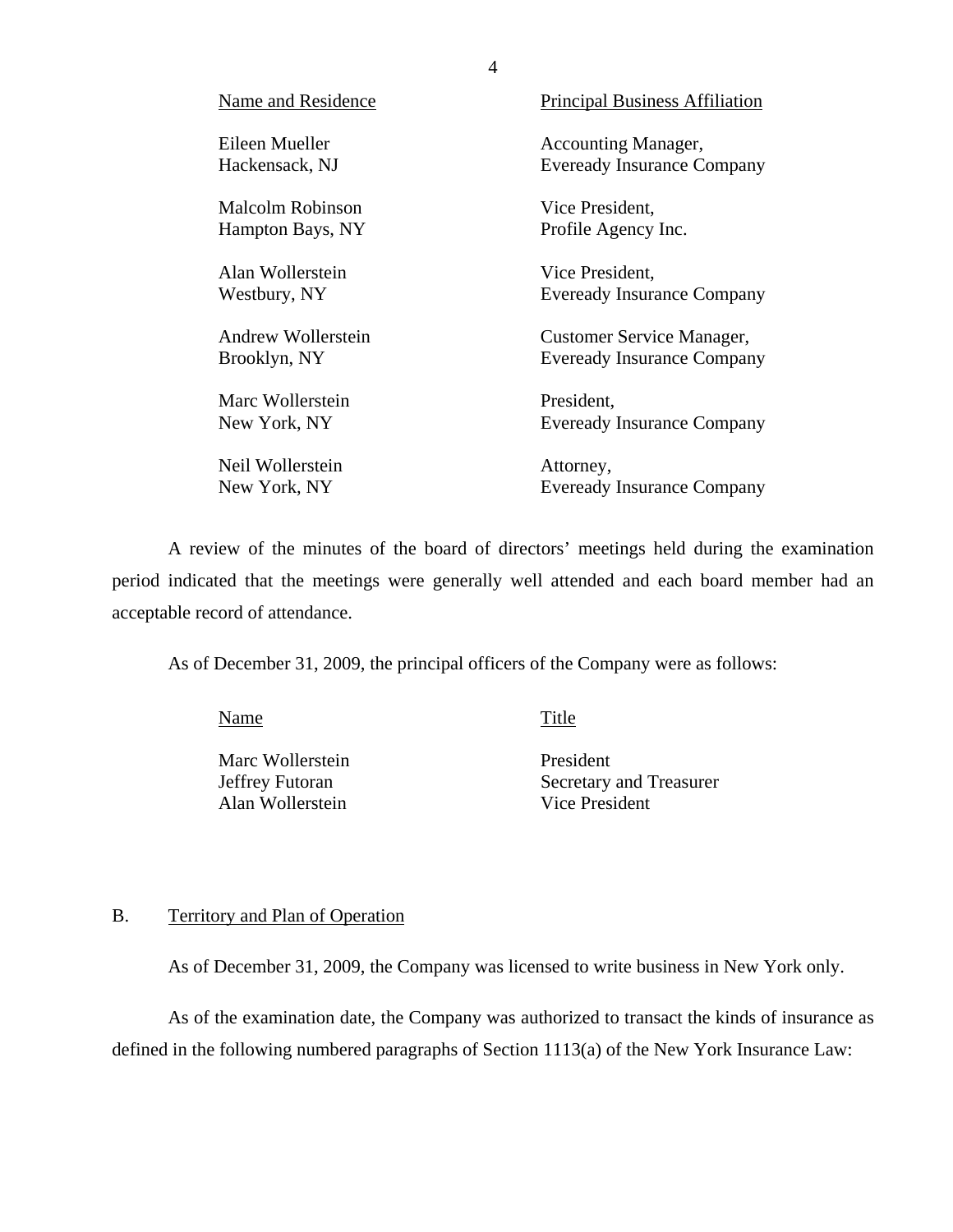| Name and Residence | Principal Business Affiliation |
|---|---|
| Eileen Mueller<br>Hackensack, NJ | Accounting Manager,<br>Eveready Insurance Company |
| Malcolm Robinson<br>Hampton Bays, NY | Vice President,<br>Profile Agency Inc. |
| Alan Wollerstein<br>Westbury, NY | Vice President,<br>Eveready Insurance Company |
| Andrew Wollerstein<br>Brooklyn, NY | Customer Service Manager,<br>Eveready Insurance Company |
| Marc Wollerstein<br>New York, NY | President,<br>Eveready Insurance Company |
| Neil Wollerstein<br>New York, NY | Attorney,<br>Eveready Insurance Company |

A review of the minutes of the board of directors' meetings held during the examination period indicated that the meetings were generally well attended and each board member had an acceptable record of attendance.

As of December 31, 2009, the principal officers of the Company were as follows:

| Name | Title |
|---|---|
| Marc Wollerstein | President |
| Jeffrey Futoran | Secretary and Treasurer |
| Alan Wollerstein | Vice President |

## B. Territory and Plan of Operation

As of December 31, 2009, the Company was licensed to write business in New York only.

As of the examination date, the Company was authorized to transact the kinds of insurance as defined in the following numbered paragraphs of Section 1113(a) of the New York Insurance Law: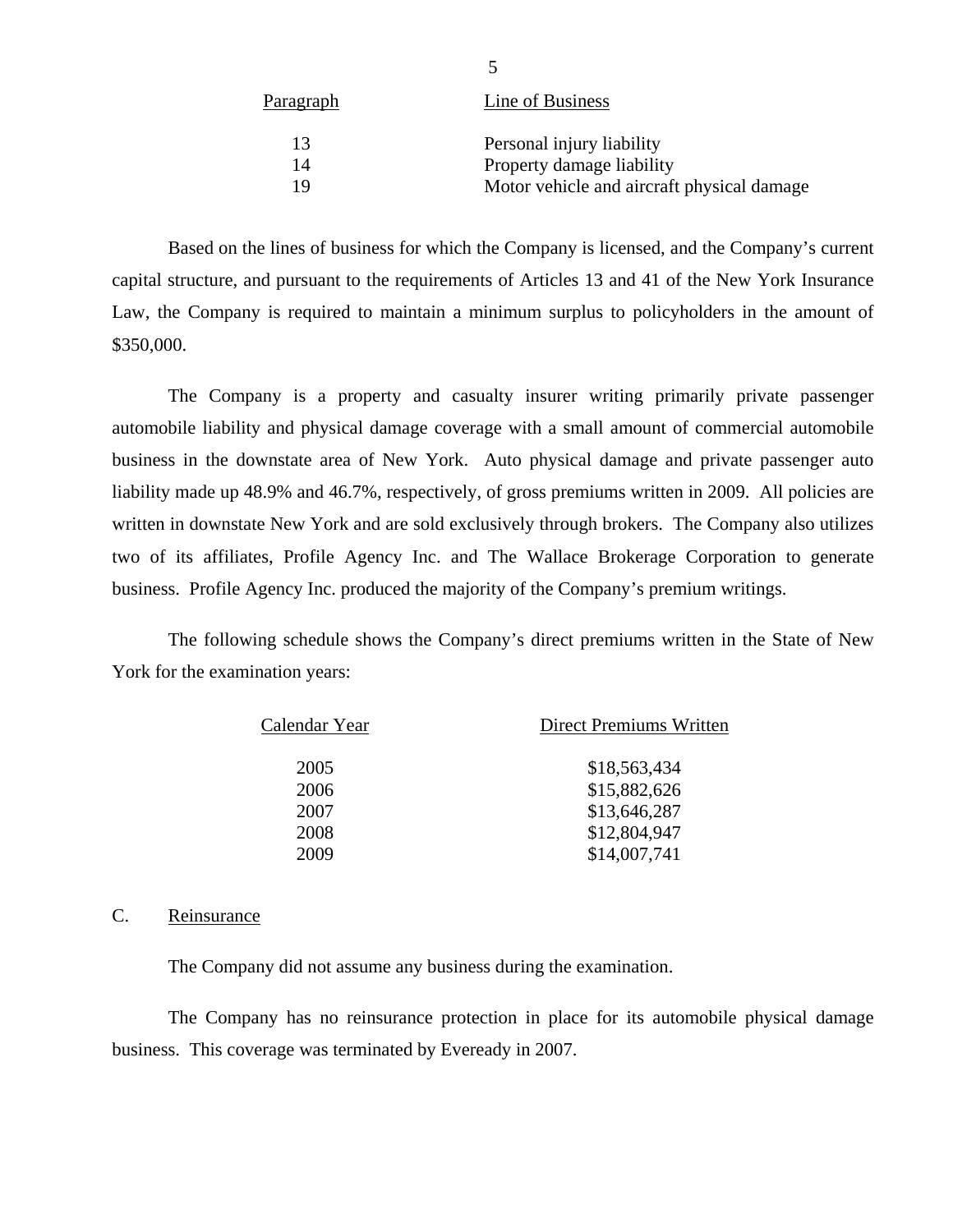| Paragraph | Line of Business |
|---|---|
| 13 | Personal injury liability |
| 14 | Property damage liability |
| 19 | Motor vehicle and aircraft physical damage |

Based on the lines of business for which the Company is licensed, and the Company's current capital structure, and pursuant to the requirements of Articles 13 and 41 of the New York Insurance Law, the Company is required to maintain a minimum surplus to policyholders in the amount of $350,000.

The Company is a property and casualty insurer writing primarily private passenger automobile liability and physical damage coverage with a small amount of commercial automobile business in the downstate area of New York. Auto physical damage and private passenger auto liability made up 48.9% and 46.7%, respectively, of gross premiums written in 2009. All policies are written in downstate New York and are sold exclusively through brokers. The Company also utilizes two of its affiliates, Profile Agency Inc. and The Wallace Brokerage Corporation to generate business. Profile Agency Inc. produced the majority of the Company's premium writings.

The following schedule shows the Company's direct premiums written in the State of New York for the examination years:

| Calendar Year | Direct Premiums Written |
|---|---|
| 2005 | $18,563,434 |
| 2006 | $15,882,626 |
| 2007 | $13,646,287 |
| 2008 | $12,804,947 |
| 2009 | $14,007,741 |

C. Reinsurance

The Company did not assume any business during the examination.

The Company has no reinsurance protection in place for its automobile physical damage business. This coverage was terminated by Eveready in 2007.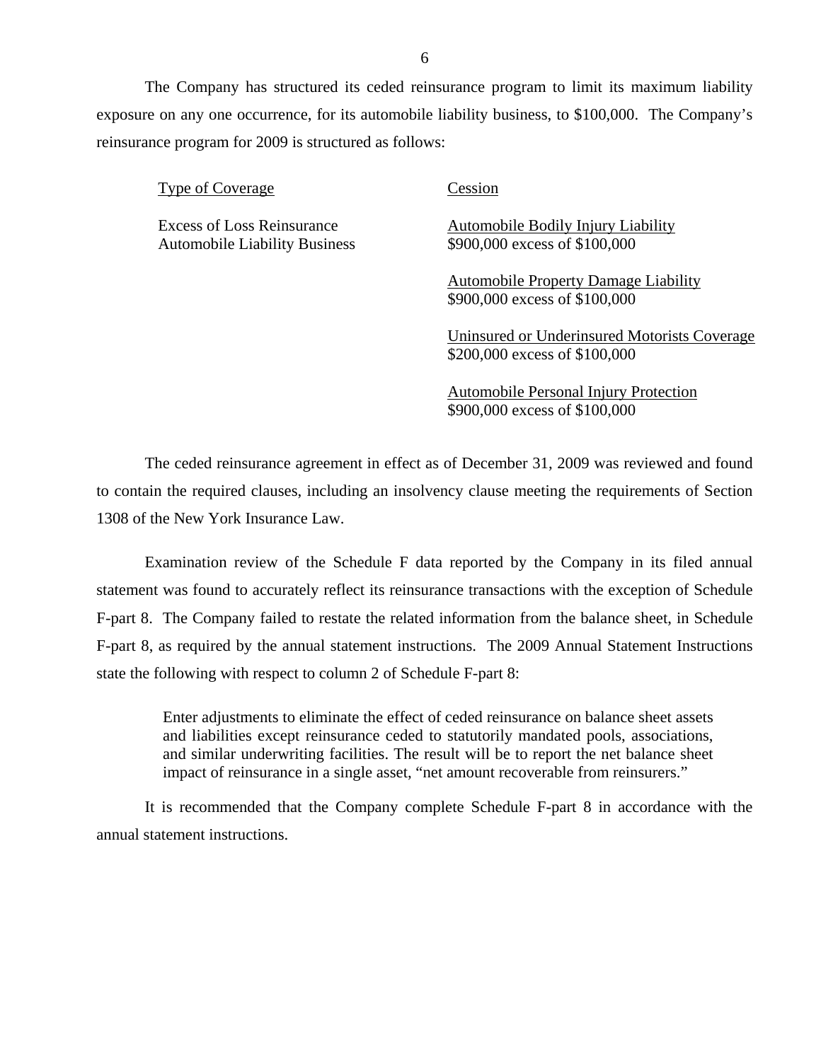The Company has structured its ceded reinsurance program to limit its maximum liability exposure on any one occurrence, for its automobile liability business, to $100,000. The Company's reinsurance program for 2009 is structured as follows:

| Type of Coverage | Cession |
|---|---|
| Excess of Loss Reinsurance<br>Automobile Liability Business | Automobile Bodily Injury Liability<br>$900,000 excess of $100,000 |
| | Automobile Property Damage Liability<br>$900,000 excess of $100,000 |
| | Uninsured or Underinsured Motorists Coverage<br>$200,000 excess of $100,000 |
| | Automobile Personal Injury Protection<br>$900,000 excess of $100,000 |

The ceded reinsurance agreement in effect as of December 31, 2009 was reviewed and found to contain the required clauses, including an insolvency clause meeting the requirements of Section 1308 of the New York Insurance Law.

Examination review of the Schedule F data reported by the Company in its filed annual statement was found to accurately reflect its reinsurance transactions with the exception of Schedule F-part 8. The Company failed to restate the related information from the balance sheet, in Schedule F-part 8, as required by the annual statement instructions. The 2009 Annual Statement Instructions state the following with respect to column 2 of Schedule F-part 8:

> Enter adjustments to eliminate the effect of ceded reinsurance on balance sheet assets and liabilities except reinsurance ceded to statutorily mandated pools, associations, and similar underwriting facilities. The result will be to report the net balance sheet impact of reinsurance in a single asset, "net amount recoverable from reinsurers."

It is recommended that the Company complete Schedule F-part 8 in accordance with the annual statement instructions.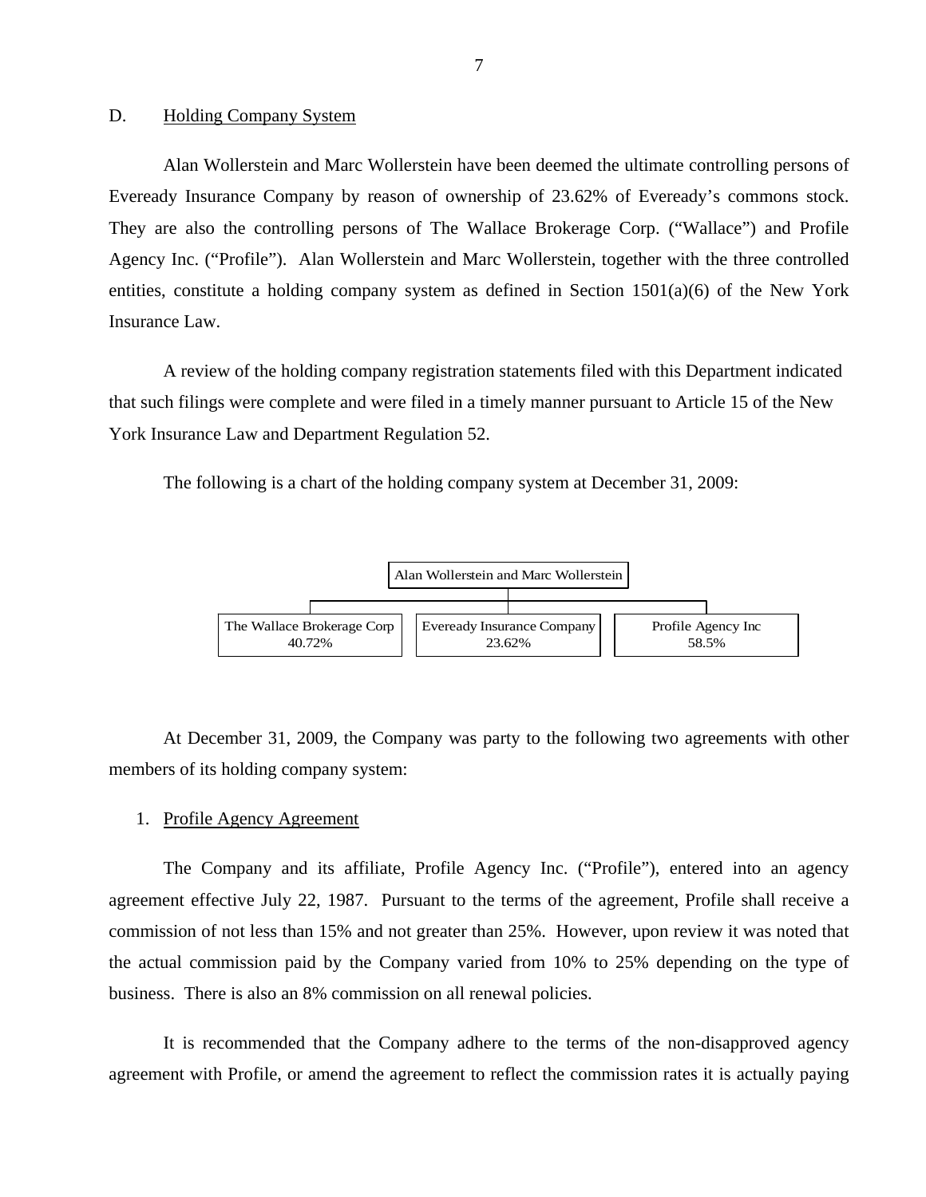D. Holding Company System

Alan Wollerstein and Marc Wollerstein have been deemed the ultimate controlling persons of Eveready Insurance Company by reason of ownership of 23.62% of Eveready's commons stock. They are also the controlling persons of The Wallace Brokerage Corp. ("Wallace") and Profile Agency Inc. ("Profile"). Alan Wollerstein and Marc Wollerstein, together with the three controlled entities, constitute a holding company system as defined in Section 1501(a)(6) of the New York Insurance Law.

A review of the holding company registration statements filed with this Department indicated that such filings were complete and were filed in a timely manner pursuant to Article 15 of the New York Insurance Law and Department Regulation 52.

The following is a chart of the holding company system at December 31, 2009:

Alan Wollerstein and Marc Wollerstein

| The Wallace Brokerage Corp | Eveready Insurance Company | Profile Agency Inc |
|---|---|---|
| 40.72% | 23.62% | 58.5% |

At December 31, 2009, the Company was party to the following two agreements with other members of its holding company system:

1. Profile Agency Agreement

The Company and its affiliate, Profile Agency Inc. ("Profile"), entered into an agency agreement effective July 22, 1987. Pursuant to the terms of the agreement, Profile shall receive a commission of not less than 15% and not greater than 25%. However, upon review it was noted that the actual commission paid by the Company varied from 10% to 25% depending on the type of business. There is also an 8% commission on all renewal policies.

It is recommended that the Company adhere to the terms of the non-disapproved agency agreement with Profile, or amend the agreement to reflect the commission rates it is actually paying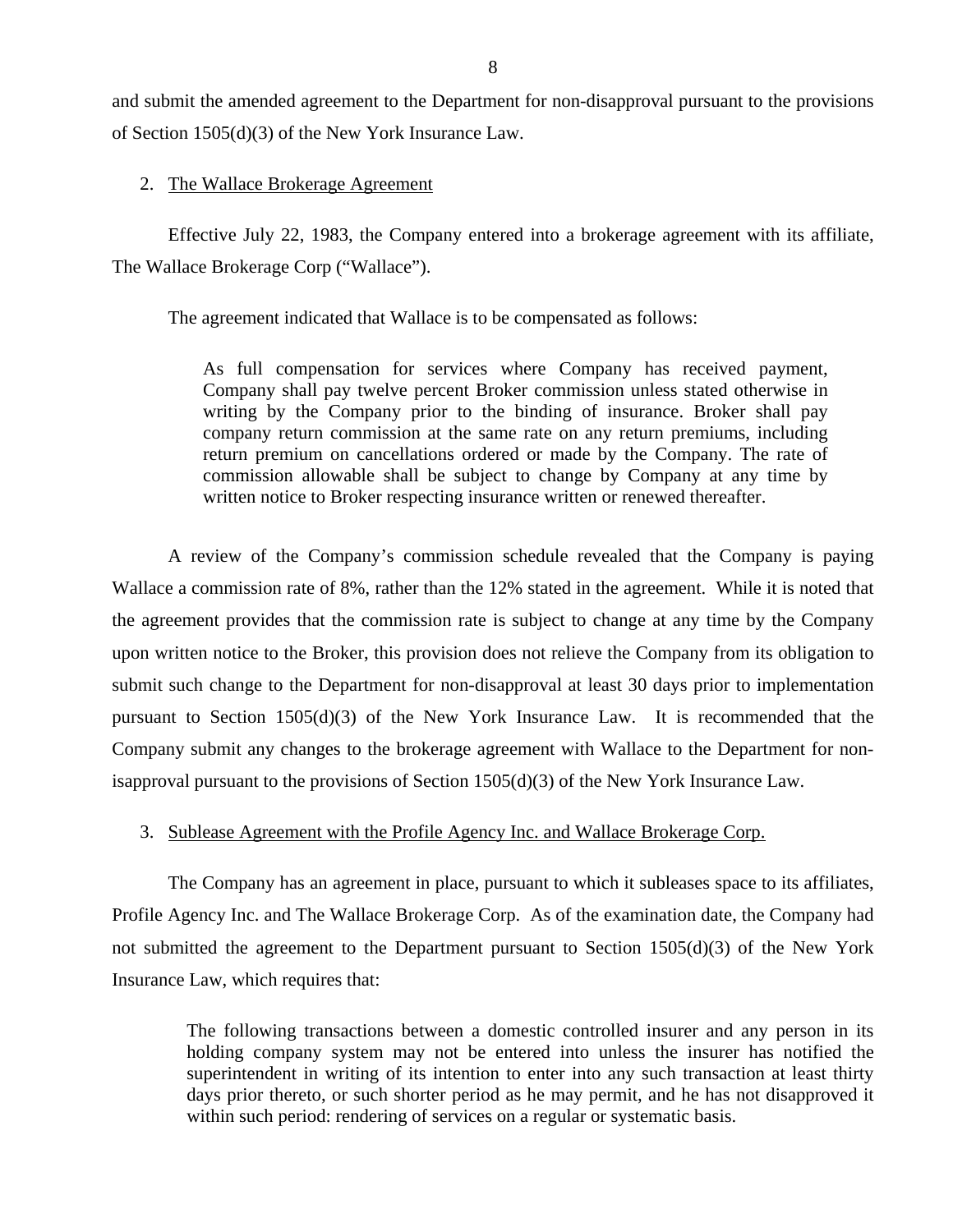and submit the amended agreement to the Department for non-disapproval pursuant to the provisions of Section 1505(d)(3) of the New York Insurance Law.

2. The Wallace Brokerage Agreement

Effective July 22, 1983, the Company entered into a brokerage agreement with its affiliate, The Wallace Brokerage Corp ("Wallace").

The agreement indicated that Wallace is to be compensated as follows:

> As full compensation for services where Company has received payment, Company shall pay twelve percent Broker commission unless stated otherwise in writing by the Company prior to the binding of insurance. Broker shall pay company return commission at the same rate on any return premiums, including return premium on cancellations ordered or made by the Company. The rate of commission allowable shall be subject to change by Company at any time by written notice to Broker respecting insurance written or renewed thereafter.

A review of the Company's commission schedule revealed that the Company is paying Wallace a commission rate of 8%, rather than the 12% stated in the agreement. While it is noted that the agreement provides that the commission rate is subject to change at any time by the Company upon written notice to the Broker, this provision does not relieve the Company from its obligation to submit such change to the Department for non-disapproval at least 30 days prior to implementation pursuant to Section 1505(d)(3) of the New York Insurance Law. It is recommended that the Company submit any changes to the brokerage agreement with Wallace to the Department for non-isapproval pursuant to the provisions of Section 1505(d)(3) of the New York Insurance Law.

3. Sublease Agreement with the Profile Agency Inc. and Wallace Brokerage Corp.

The Company has an agreement in place, pursuant to which it subleases space to its affiliates, Profile Agency Inc. and The Wallace Brokerage Corp. As of the examination date, the Company had not submitted the agreement to the Department pursuant to Section 1505(d)(3) of the New York Insurance Law, which requires that:

> The following transactions between a domestic controlled insurer and any person in its holding company system may not be entered into unless the insurer has notified the superintendent in writing of its intention to enter into any such transaction at least thirty days prior thereto, or such shorter period as he may permit, and he has not disapproved it within such period: rendering of services on a regular or systematic basis.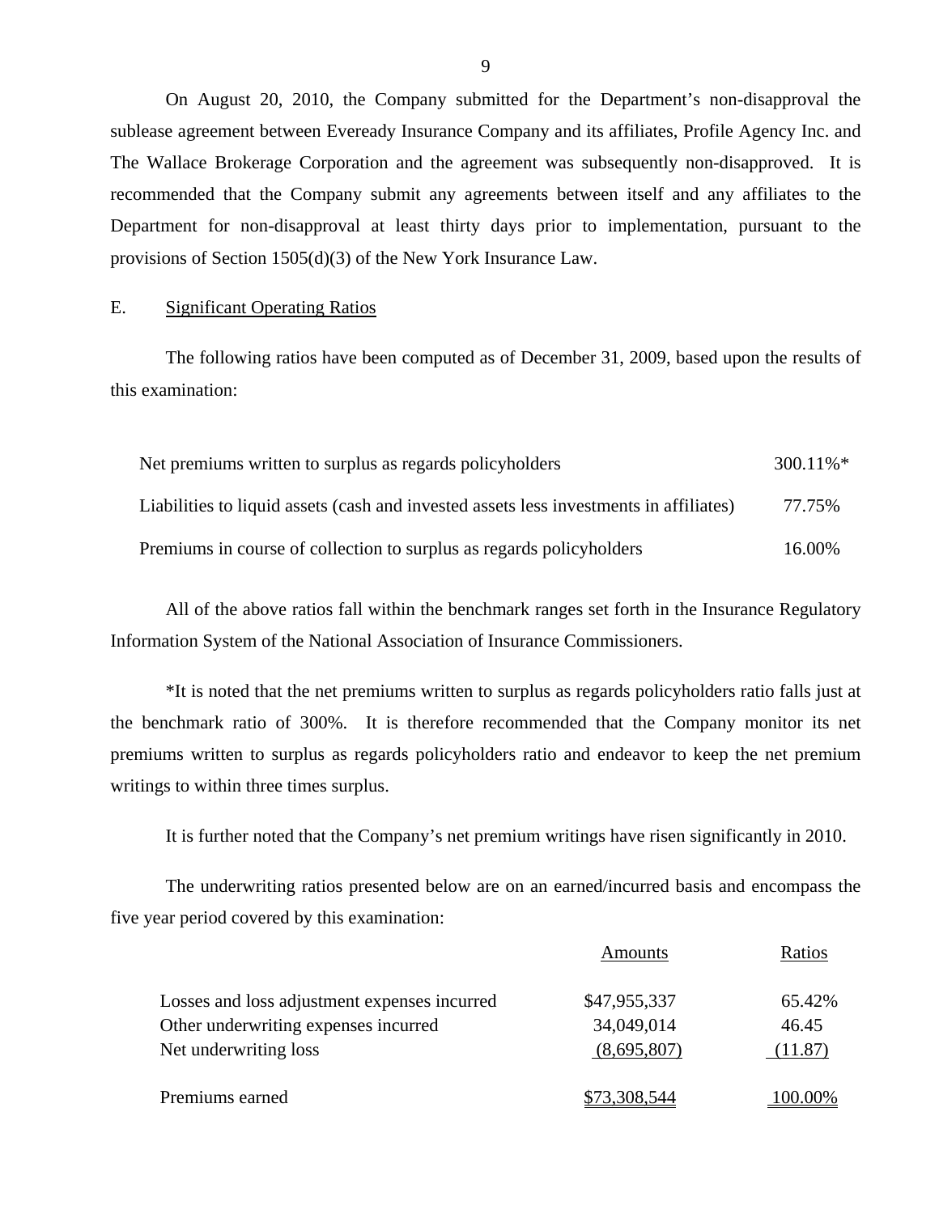On August 20, 2010, the Company submitted for the Department's non-disapproval the sublease agreement between Eveready Insurance Company and its affiliates, Profile Agency Inc. and The Wallace Brokerage Corporation and the agreement was subsequently non-disapproved. It is recommended that the Company submit any agreements between itself and any affiliates to the Department for non-disapproval at least thirty days prior to implementation, pursuant to the provisions of Section 1505(d)(3) of the New York Insurance Law.

E. Significant Operating Ratios

The following ratios have been computed as of December 31, 2009, based upon the results of this examination:

| | |
|---|---|
| Net premiums written to surplus as regards policyholders | 300.11%* |
| Liabilities to liquid assets (cash and invested assets less investments in affiliates) | 77.75% |
| Premiums in course of collection to surplus as regards policyholders | 16.00% |

All of the above ratios fall within the benchmark ranges set forth in the Insurance Regulatory Information System of the National Association of Insurance Commissioners.

*It is noted that the net premiums written to surplus as regards policyholders ratio falls just at the benchmark ratio of 300%. It is therefore recommended that the Company monitor its net premiums written to surplus as regards policyholders ratio and endeavor to keep the net premium writings to within three times surplus.

It is further noted that the Company's net premium writings have risen significantly in 2010.

The underwriting ratios presented below are on an earned/incurred basis and encompass the five year period covered by this examination:

| | Amounts | Ratios |
|---|---|---|
| Losses and loss adjustment expenses incurred | $47,955,337 | 65.42% |
| Other underwriting expenses incurred | 34,049,014 | 46.45 |
| Net underwriting loss | (8,695,807) | (11.87) |
| Premiums earned | $73,308,544 | 100.00% |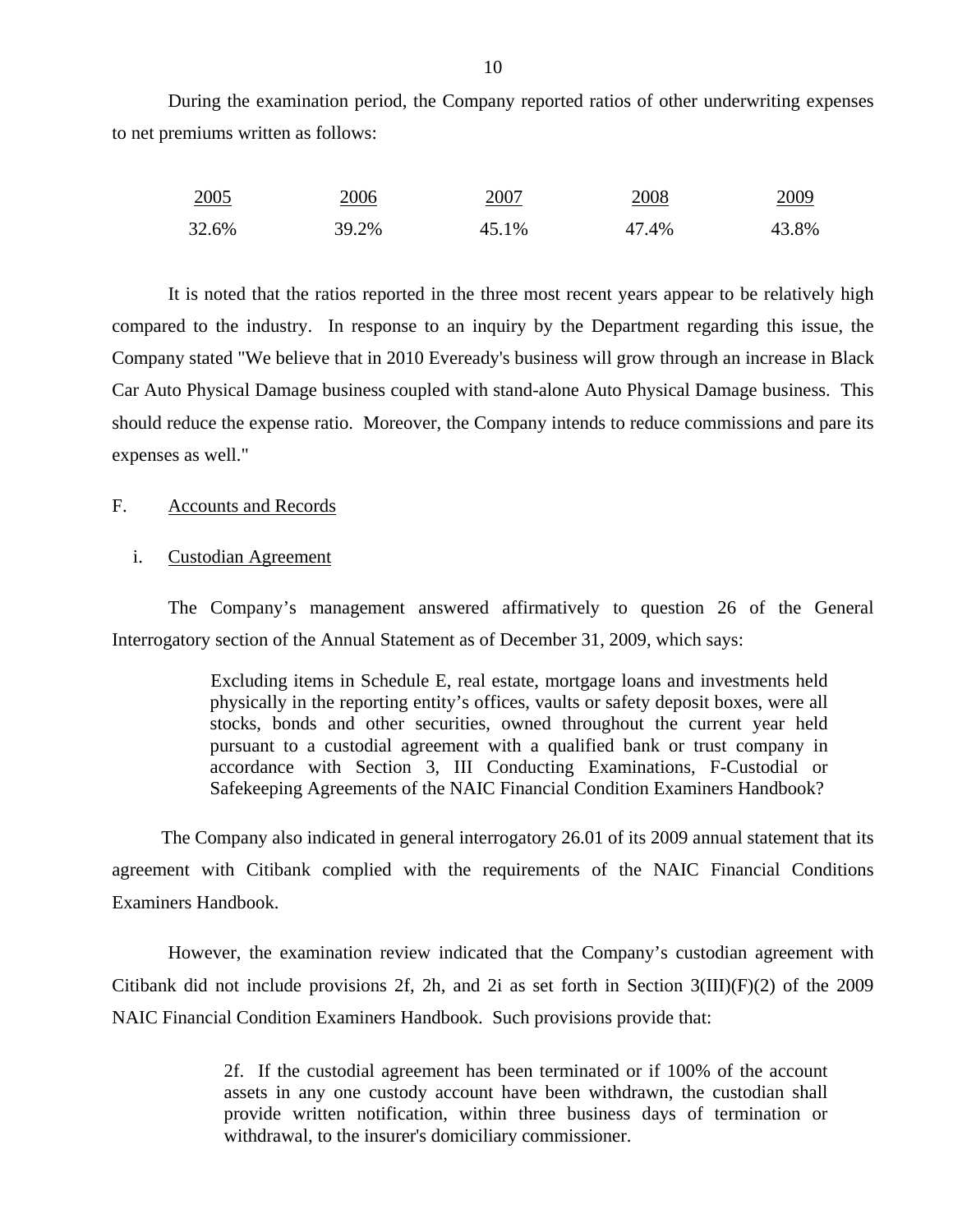During the examination period, the Company reported ratios of other underwriting expenses to net premiums written as follows:

| 2005 | 2006 | 2007 | 2008 | 2009 |
|---|---|---|---|---|
| 32.6% | 39.2% | 45.1% | 47.4% | 43.8% |

It is noted that the ratios reported in the three most recent years appear to be relatively high compared to the industry. In response to an inquiry by the Department regarding this issue, the Company stated "We believe that in 2010 Eveready's business will grow through an increase in Black Car Auto Physical Damage business coupled with stand-alone Auto Physical Damage business. This should reduce the expense ratio. Moreover, the Company intends to reduce commissions and pare its expenses as well."

F. Accounts and Records

i. Custodian Agreement

The Company's management answered affirmatively to question 26 of the General Interrogatory section of the Annual Statement as of December 31, 2009, which says:

> Excluding items in Schedule E, real estate, mortgage loans and investments held physically in the reporting entity's offices, vaults or safety deposit boxes, were all stocks, bonds and other securities, owned throughout the current year held pursuant to a custodial agreement with a qualified bank or trust company in accordance with Section 3, III Conducting Examinations, F-Custodial or Safekeeping Agreements of the NAIC Financial Condition Examiners Handbook?

The Company also indicated in general interrogatory 26.01 of its 2009 annual statement that its agreement with Citibank complied with the requirements of the NAIC Financial Conditions Examiners Handbook.

However, the examination review indicated that the Company's custodian agreement with Citibank did not include provisions 2f, 2h, and 2i as set forth in Section 3(III)(F)(2) of the 2009 NAIC Financial Condition Examiners Handbook. Such provisions provide that:

> 2f. If the custodial agreement has been terminated or if 100% of the account assets in any one custody account have been withdrawn, the custodian shall provide written notification, within three business days of termination or withdrawal, to the insurer's domiciliary commissioner.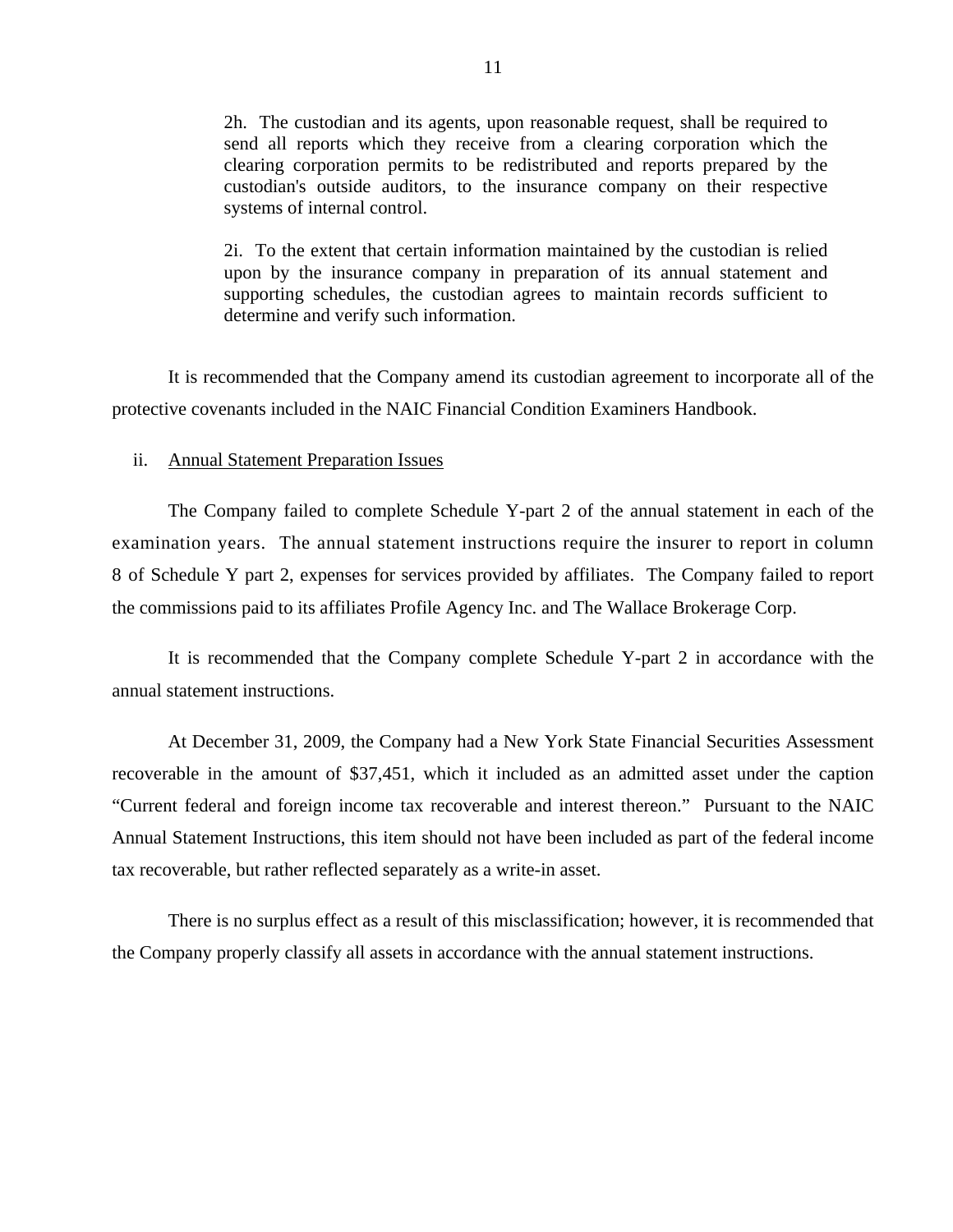2h. The custodian and its agents, upon reasonable request, shall be required to send all reports which they receive from a clearing corporation which the clearing corporation permits to be redistributed and reports prepared by the custodian's outside auditors, to the insurance company on their respective systems of internal control.

2i. To the extent that certain information maintained by the custodian is relied upon by the insurance company in preparation of its annual statement and supporting schedules, the custodian agrees to maintain records sufficient to determine and verify such information.

It is recommended that the Company amend its custodian agreement to incorporate all of the protective covenants included in the NAIC Financial Condition Examiners Handbook.

ii. Annual Statement Preparation Issues

The Company failed to complete Schedule Y-part 2 of the annual statement in each of the examination years. The annual statement instructions require the insurer to report in column 8 of Schedule Y part 2, expenses for services provided by affiliates. The Company failed to report the commissions paid to its affiliates Profile Agency Inc. and The Wallace Brokerage Corp.

It is recommended that the Company complete Schedule Y-part 2 in accordance with the annual statement instructions.

At December 31, 2009, the Company had a New York State Financial Securities Assessment recoverable in the amount of $37,451, which it included as an admitted asset under the caption "Current federal and foreign income tax recoverable and interest thereon." Pursuant to the NAIC Annual Statement Instructions, this item should not have been included as part of the federal income tax recoverable, but rather reflected separately as a write-in asset.

There is no surplus effect as a result of this misclassification; however, it is recommended that the Company properly classify all assets in accordance with the annual statement instructions.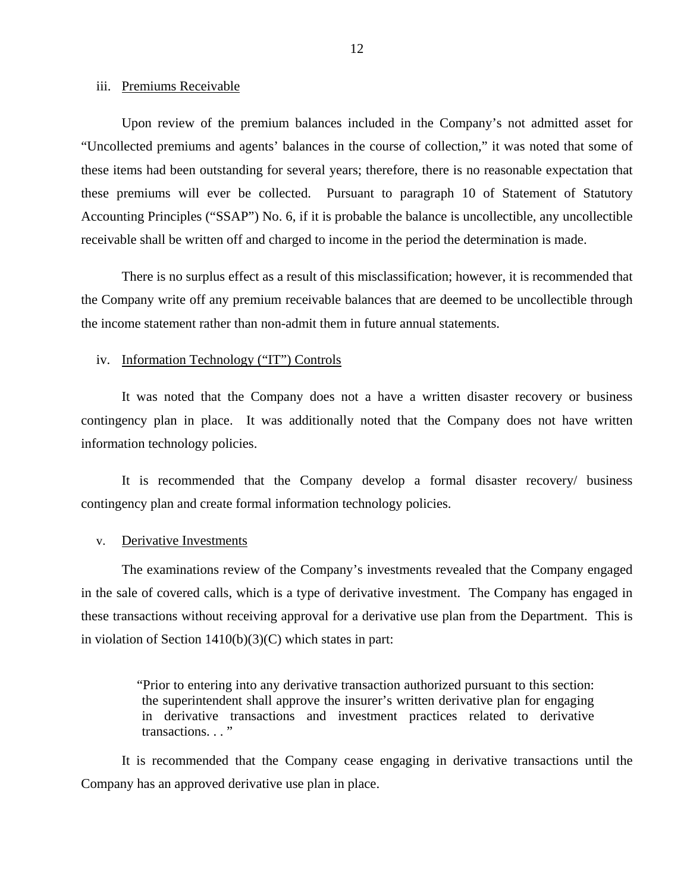iii. Premiums Receivable

Upon review of the premium balances included in the Company's not admitted asset for "Uncollected premiums and agents' balances in the course of collection," it was noted that some of these items had been outstanding for several years; therefore, there is no reasonable expectation that these premiums will ever be collected. Pursuant to paragraph 10 of Statement of Statutory Accounting Principles ("SSAP") No. 6, if it is probable the balance is uncollectible, any uncollectible receivable shall be written off and charged to income in the period the determination is made.

There is no surplus effect as a result of this misclassification; however, it is recommended that the Company write off any premium receivable balances that are deemed to be uncollectible through the income statement rather than non-admit them in future annual statements.

iv. Information Technology ("IT") Controls

It was noted that the Company does not a have a written disaster recovery or business contingency plan in place. It was additionally noted that the Company does not have written information technology policies.

It is recommended that the Company develop a formal disaster recovery/ business contingency plan and create formal information technology policies.

v. Derivative Investments

The examinations review of the Company's investments revealed that the Company engaged in the sale of covered calls, which is a type of derivative investment. The Company has engaged in these transactions without receiving approval for a derivative use plan from the Department. This is in violation of Section 1410(b)(3)(C) which states in part:

> "Prior to entering into any derivative transaction authorized pursuant to this section: the superintendent shall approve the insurer's written derivative plan for engaging in derivative transactions and investment practices related to derivative transactions. . . "

It is recommended that the Company cease engaging in derivative transactions until the Company has an approved derivative use plan in place.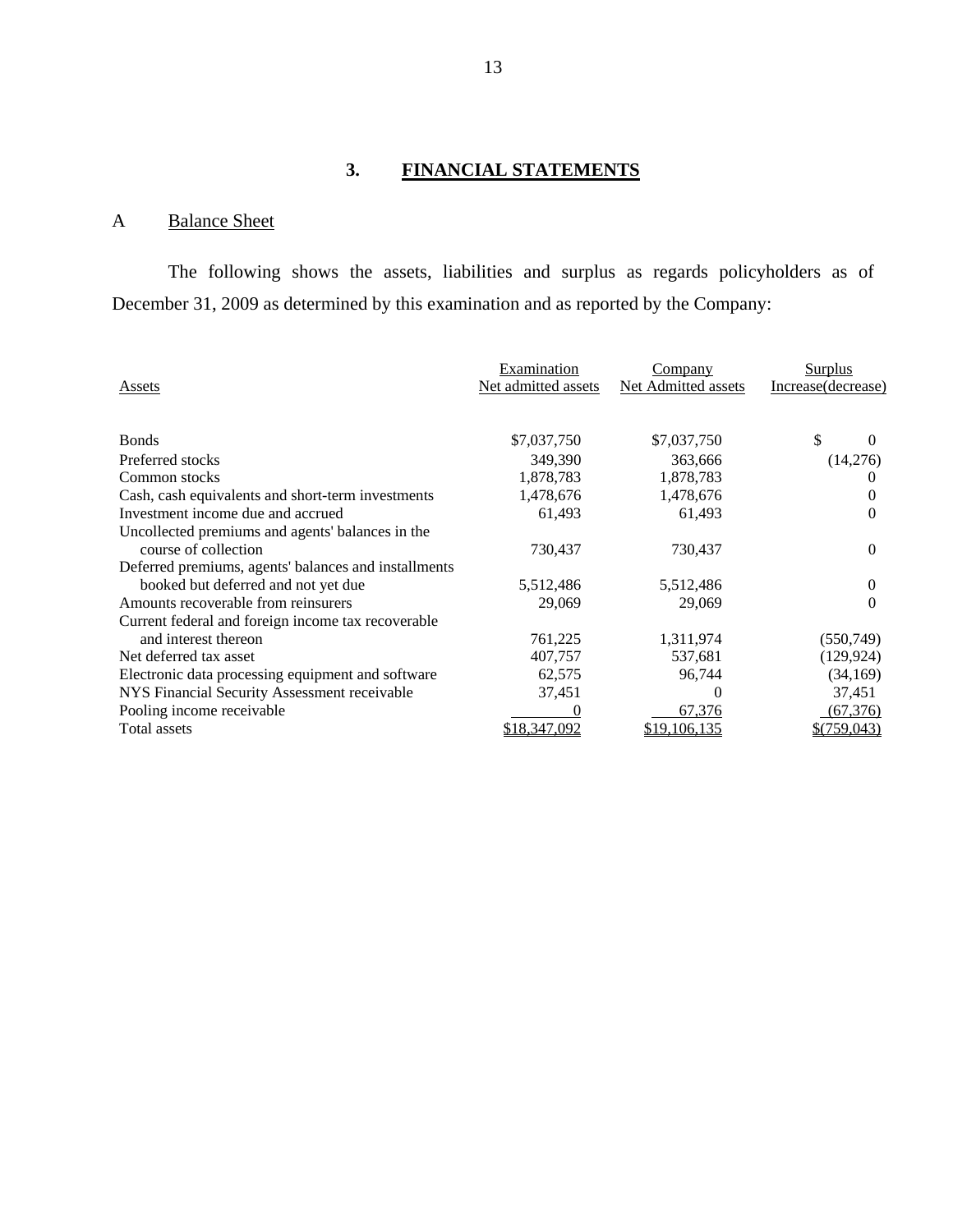## 3. FINANCIAL STATEMENTS

### A Balance Sheet

The following shows the assets, liabilities and surplus as regards policyholders as of December 31, 2009 as determined by this examination and as reported by the Company:

| Assets | Examination Net admitted assets | Company Net Admitted assets | Surplus Increase(decrease) |
|---|---|---|---|
| Bonds | $7,037,750 | $7,037,750 | $ 0 |
| Preferred stocks | 349,390 | 363,666 | (14,276) |
| Common stocks | 1,878,783 | 1,878,783 | 0 |
| Cash, cash equivalents and short-term investments | 1,478,676 | 1,478,676 | 0 |
| Investment income due and accrued | 61,493 | 61,493 | 0 |
| Uncollected premiums and agents' balances in the course of collection | 730,437 | 730,437 | 0 |
| Deferred premiums, agents' balances and installments booked but deferred and not yet due | 5,512,486 | 5,512,486 | 0 |
| Amounts recoverable from reinsurers | 29,069 | 29,069 | 0 |
| Current federal and foreign income tax recoverable and interest thereon | 761,225 | 1,311,974 | (550,749) |
| Net deferred tax asset | 407,757 | 537,681 | (129,924) |
| Electronic data processing equipment and software | 62,575 | 96,744 | (34,169) |
| NYS Financial Security Assessment receivable | 37,451 | 0 | 37,451 |
| Pooling income receivable | 0 | 67,376 | (67,376) |
| Total assets | $18,347,092 | $19,106,135 | $(759,043) |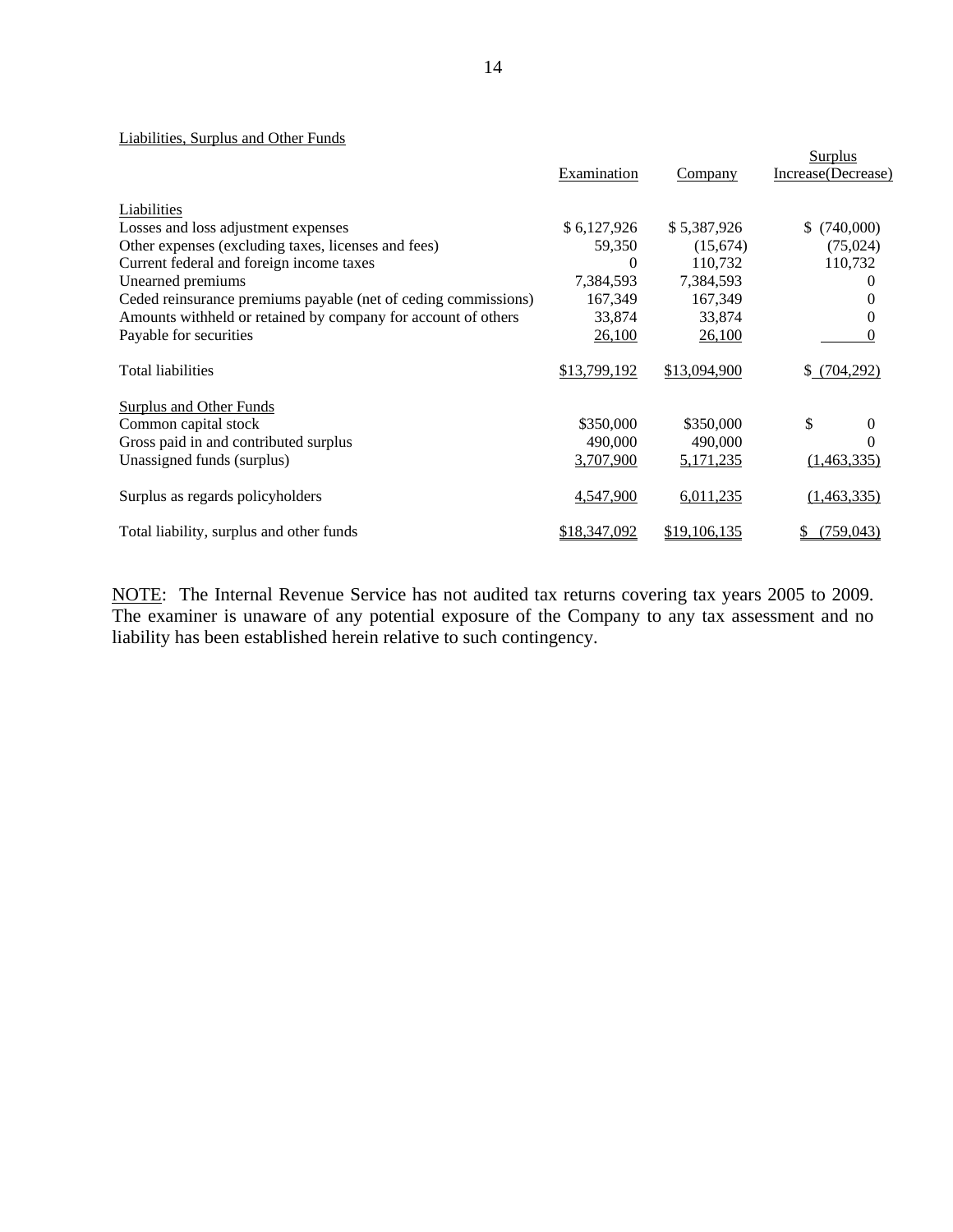Liabilities, Surplus and Other Funds

| | Examination | Company | Surplus Increase(Decrease) |
|---|---|---|---|
| **Liabilities** | | | |
| Losses and loss adjustment expenses | $ 6,127,926 | $ 5,387,926 | $ (740,000) |
| Other expenses (excluding taxes, licenses and fees) | 59,350 | (15,674) | (75,024) |
| Current federal and foreign income taxes | 0 | 110,732 | 110,732 |
| Unearned premiums | 7,384,593 | 7,384,593 | 0 |
| Ceded reinsurance premiums payable (net of ceding commissions) | 167,349 | 167,349 | 0 |
| Amounts withheld or retained by company for account of others | 33,874 | 33,874 | 0 |
| Payable for securities | 26,100 | 26,100 | 0 |
| Total liabilities | $13,799,192 | $13,094,900 | $ (704,292) |
| **Surplus and Other Funds** | | | |
| Common capital stock | $350,000 | $350,000 | $ 0 |
| Gross paid in and contributed surplus | 490,000 | 490,000 | 0 |
| Unassigned funds (surplus) | 3,707,900 | 5,171,235 | (1,463,335) |
| Surplus as regards policyholders | 4,547,900 | 6,011,235 | (1,463,335) |
| Total liability, surplus and other funds | $18,347,092 | $19,106,135 | $ (759,043) |

NOTE: The Internal Revenue Service has not audited tax returns covering tax years 2005 to 2009. The examiner is unaware of any potential exposure of the Company to any tax assessment and no liability has been established herein relative to such contingency.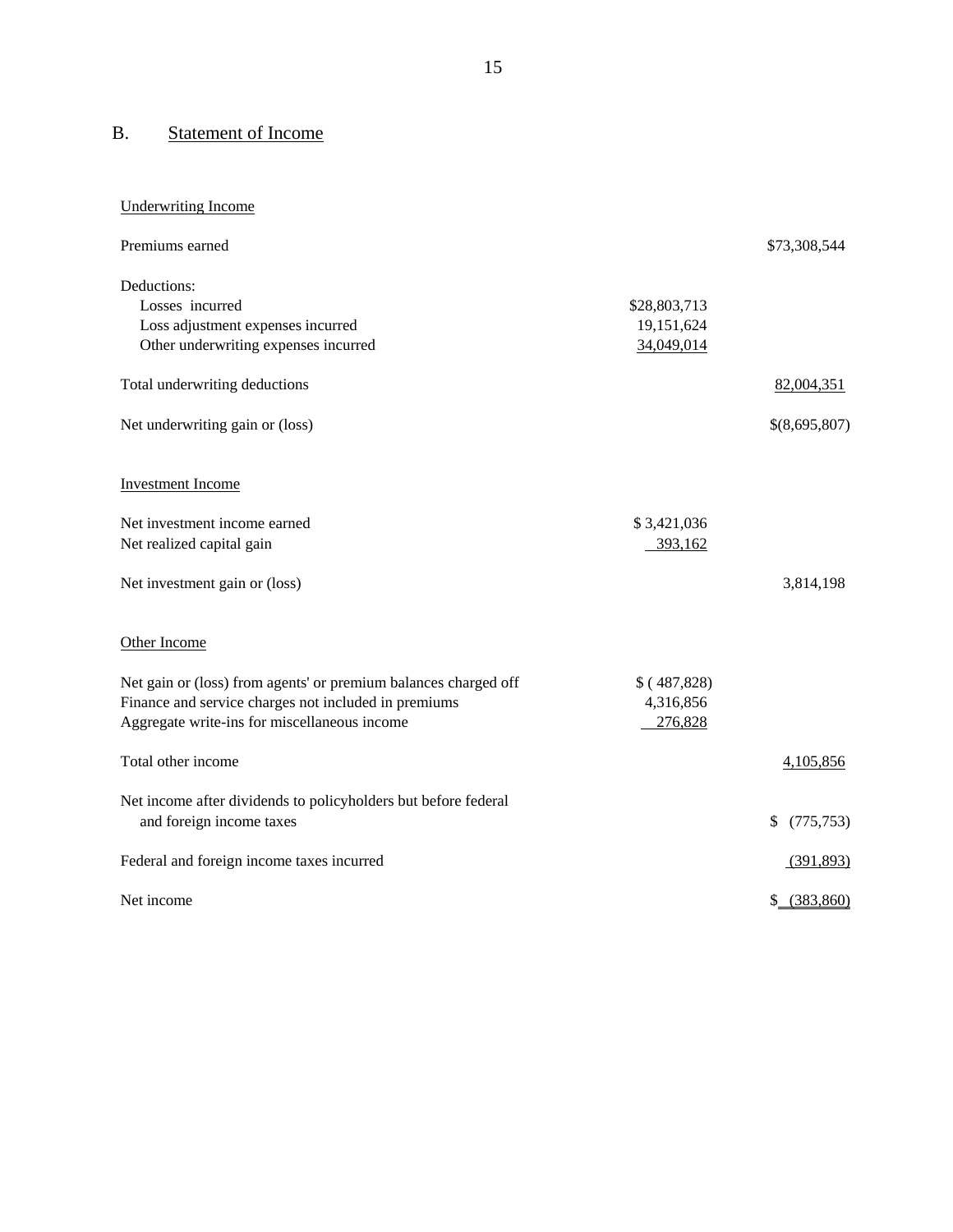## B. Statement of Income

| | | |
|---|---|---|
| Underwriting Income | | |
| Premiums earned | | $73,308,544 |
| Deductions: | | |
| Losses incurred | $28,803,713 | |
| Loss adjustment expenses incurred | 19,151,624 | |
| Other underwriting expenses incurred | 34,049,014 | |
| Total underwriting deductions | | 82,004,351 |
| Net underwriting gain or (loss) | | $(8,695,807) |
| Investment Income | | |
| Net investment income earned | $ 3,421,036 | |
| Net realized capital gain | 393,162 | |
| Net investment gain or (loss) | | 3,814,198 |
| Other Income | | |
| Net gain or (loss) from agents' or premium balances charged off | $ ( 487,828) | |
| Finance and service charges not included in premiums | 4,316,856 | |
| Aggregate write-ins for miscellaneous income | 276,828 | |
| Total other income | | 4,105,856 |
| Net income after dividends to policyholders but before federal and foreign income taxes | | $ (775,753) |
| Federal and foreign income taxes incurred | | (391,893) |
| Net income | | $ (383,860) |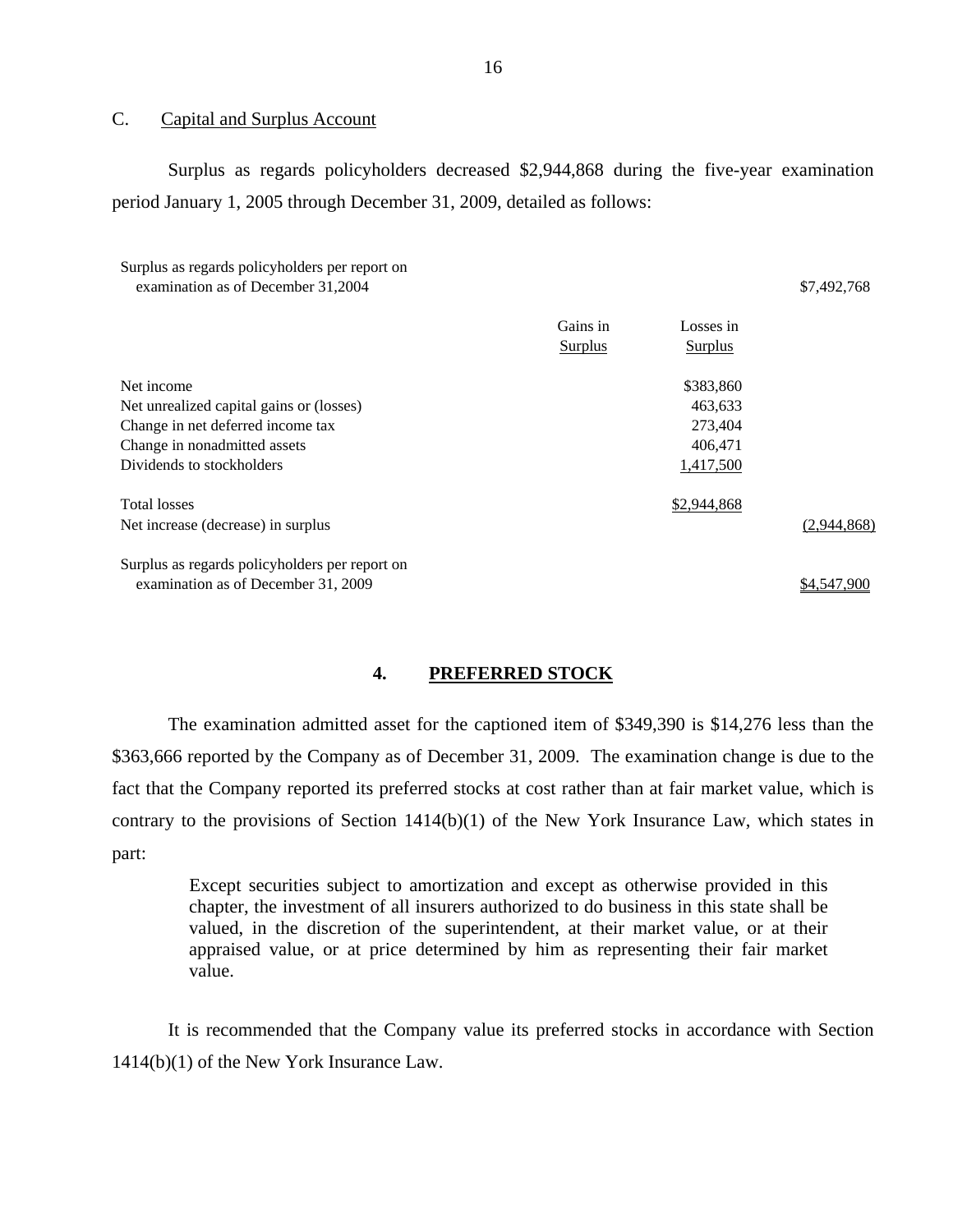C. Capital and Surplus Account

Surplus as regards policyholders decreased $2,944,868 during the five-year examination period January 1, 2005 through December 31, 2009, detailed as follows:

| | Gains in Surplus | Losses in Surplus | |
|---|---|---|---|
| Surplus as regards policyholders per report on examination as of December 31,2004 | | | $7,492,768 |
| Net income | | $383,860 | |
| Net unrealized capital gains or (losses) | | 463,633 | |
| Change in net deferred income tax | | 273,404 | |
| Change in nonadmitted assets | | 406,471 | |
| Dividends to stockholders | | 1,417,500 | |
| Total losses | | $2,944,868 | |
| Net increase (decrease) in surplus | | | (2,944,868) |
| Surplus as regards policyholders per report on examination as of December 31, 2009 | | | $4,547,900 |

## 4. PREFERRED STOCK

The examination admitted asset for the captioned item of $349,390 is $14,276 less than the $363,666 reported by the Company as of December 31, 2009. The examination change is due to the fact that the Company reported its preferred stocks at cost rather than at fair market value, which is contrary to the provisions of Section 1414(b)(1) of the New York Insurance Law, which states in part:

> Except securities subject to amortization and except as otherwise provided in this chapter, the investment of all insurers authorized to do business in this state shall be valued, in the discretion of the superintendent, at their market value, or at their appraised value, or at price determined by him as representing their fair market value.

It is recommended that the Company value its preferred stocks in accordance with Section 1414(b)(1) of the New York Insurance Law.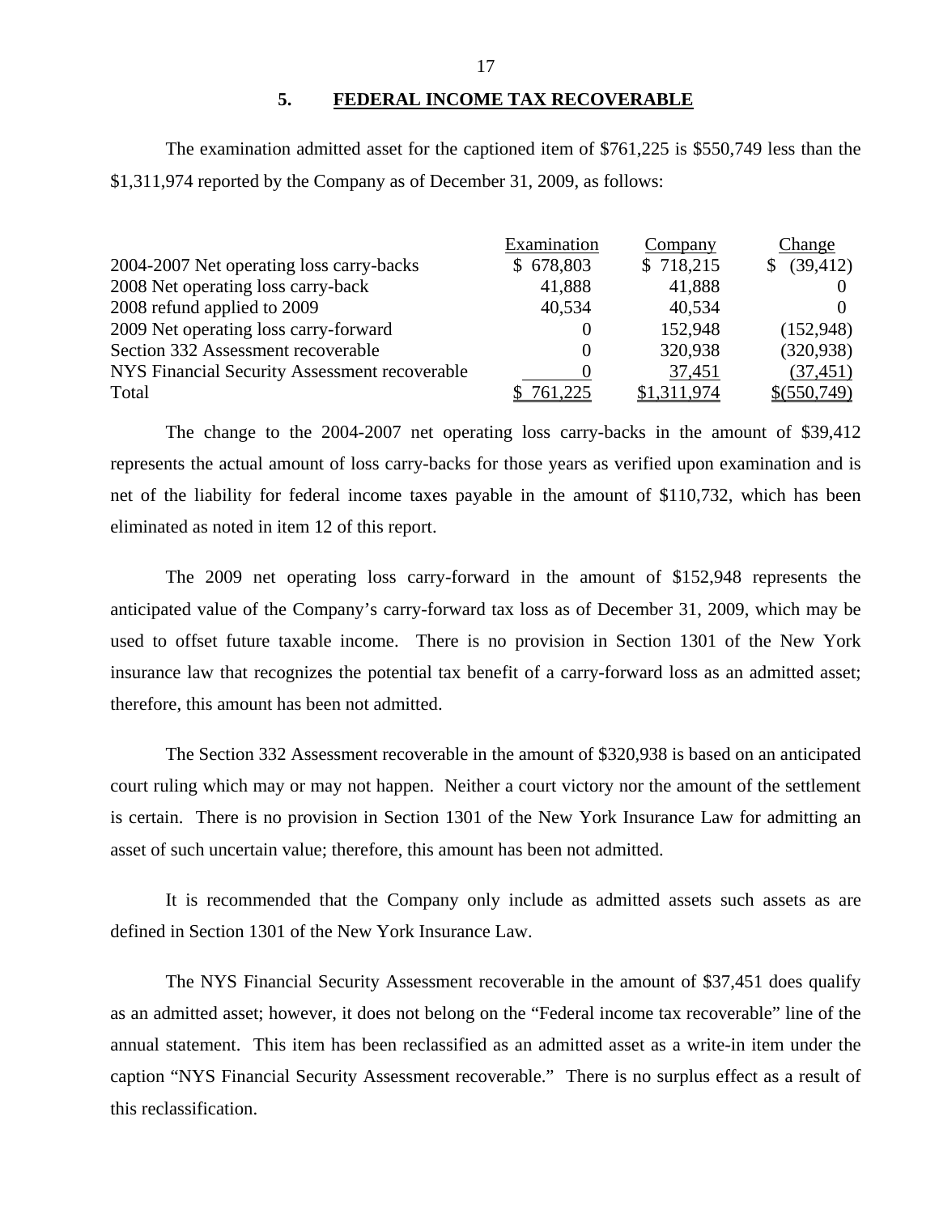## 5. FEDERAL INCOME TAX RECOVERABLE

The examination admitted asset for the captioned item of $761,225 is $550,749 less than the $1,311,974 reported by the Company as of December 31, 2009, as follows:

| | Examination | Company | Change |
|---|---|---|---|
| 2004-2007 Net operating loss carry-backs | $ 678,803 | $ 718,215 | $ (39,412) |
| 2008 Net operating loss carry-back | 41,888 | 41,888 | 0 |
| 2008 refund applied to 2009 | 40,534 | 40,534 | 0 |
| 2009 Net operating loss carry-forward | 0 | 152,948 | (152,948) |
| Section 332 Assessment recoverable | 0 | 320,938 | (320,938) |
| NYS Financial Security Assessment recoverable | 0 | 37,451 | (37,451) |
| Total | $ 761,225 | $1,311,974 | $(550,749) |

The change to the 2004-2007 net operating loss carry-backs in the amount of $39,412 represents the actual amount of loss carry-backs for those years as verified upon examination and is net of the liability for federal income taxes payable in the amount of $110,732, which has been eliminated as noted in item 12 of this report.

The 2009 net operating loss carry-forward in the amount of $152,948 represents the anticipated value of the Company's carry-forward tax loss as of December 31, 2009, which may be used to offset future taxable income. There is no provision in Section 1301 of the New York insurance law that recognizes the potential tax benefit of a carry-forward loss as an admitted asset; therefore, this amount has been not admitted.

The Section 332 Assessment recoverable in the amount of $320,938 is based on an anticipated court ruling which may or may not happen. Neither a court victory nor the amount of the settlement is certain. There is no provision in Section 1301 of the New York Insurance Law for admitting an asset of such uncertain value; therefore, this amount has been not admitted.

It is recommended that the Company only include as admitted assets such assets as are defined in Section 1301 of the New York Insurance Law.

The NYS Financial Security Assessment recoverable in the amount of $37,451 does qualify as an admitted asset; however, it does not belong on the "Federal income tax recoverable" line of the annual statement. This item has been reclassified as an admitted asset as a write-in item under the caption "NYS Financial Security Assessment recoverable." There is no surplus effect as a result of this reclassification.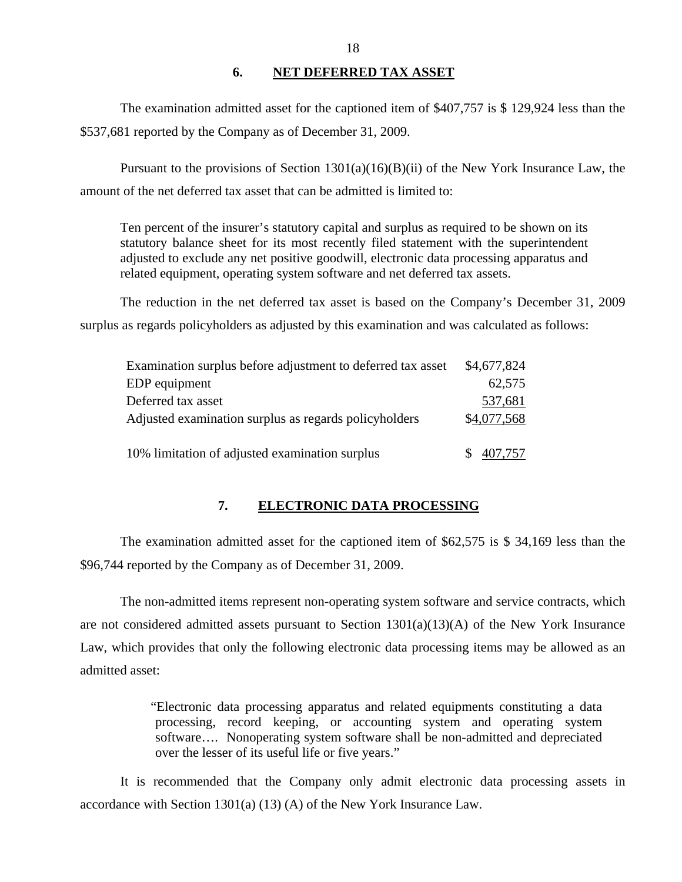## 6. NET DEFERRED TAX ASSET

The examination admitted asset for the captioned item of $407,757 is $ 129,924 less than the $537,681 reported by the Company as of December 31, 2009.

Pursuant to the provisions of Section 1301(a)(16)(B)(ii) of the New York Insurance Law, the amount of the net deferred tax asset that can be admitted is limited to:

> Ten percent of the insurer's statutory capital and surplus as required to be shown on its statutory balance sheet for its most recently filed statement with the superintendent adjusted to exclude any net positive goodwill, electronic data processing apparatus and related equipment, operating system software and net deferred tax assets.

The reduction in the net deferred tax asset is based on the Company's December 31, 2009 surplus as regards policyholders as adjusted by this examination and was calculated as follows:

| | |
|---|---|
| Examination surplus before adjustment to deferred tax asset | $4,677,824 |
| EDP equipment | 62,575 |
| Deferred tax asset | 537,681 |
| Adjusted examination surplus as regards policyholders | $4,077,568 |
| | |
| 10% limitation of adjusted examination surplus | $ 407,757 |

## 7. ELECTRONIC DATA PROCESSING

The examination admitted asset for the captioned item of $62,575 is $ 34,169 less than the $96,744 reported by the Company as of December 31, 2009.

The non-admitted items represent non-operating system software and service contracts, which are not considered admitted assets pursuant to Section 1301(a)(13)(A) of the New York Insurance Law, which provides that only the following electronic data processing items may be allowed as an admitted asset:

> "Electronic data processing apparatus and related equipments constituting a data processing, record keeping, or accounting system and operating system software…. Nonoperating system software shall be non-admitted and depreciated over the lesser of its useful life or five years."

It is recommended that the Company only admit electronic data processing assets in accordance with Section 1301(a) (13) (A) of the New York Insurance Law.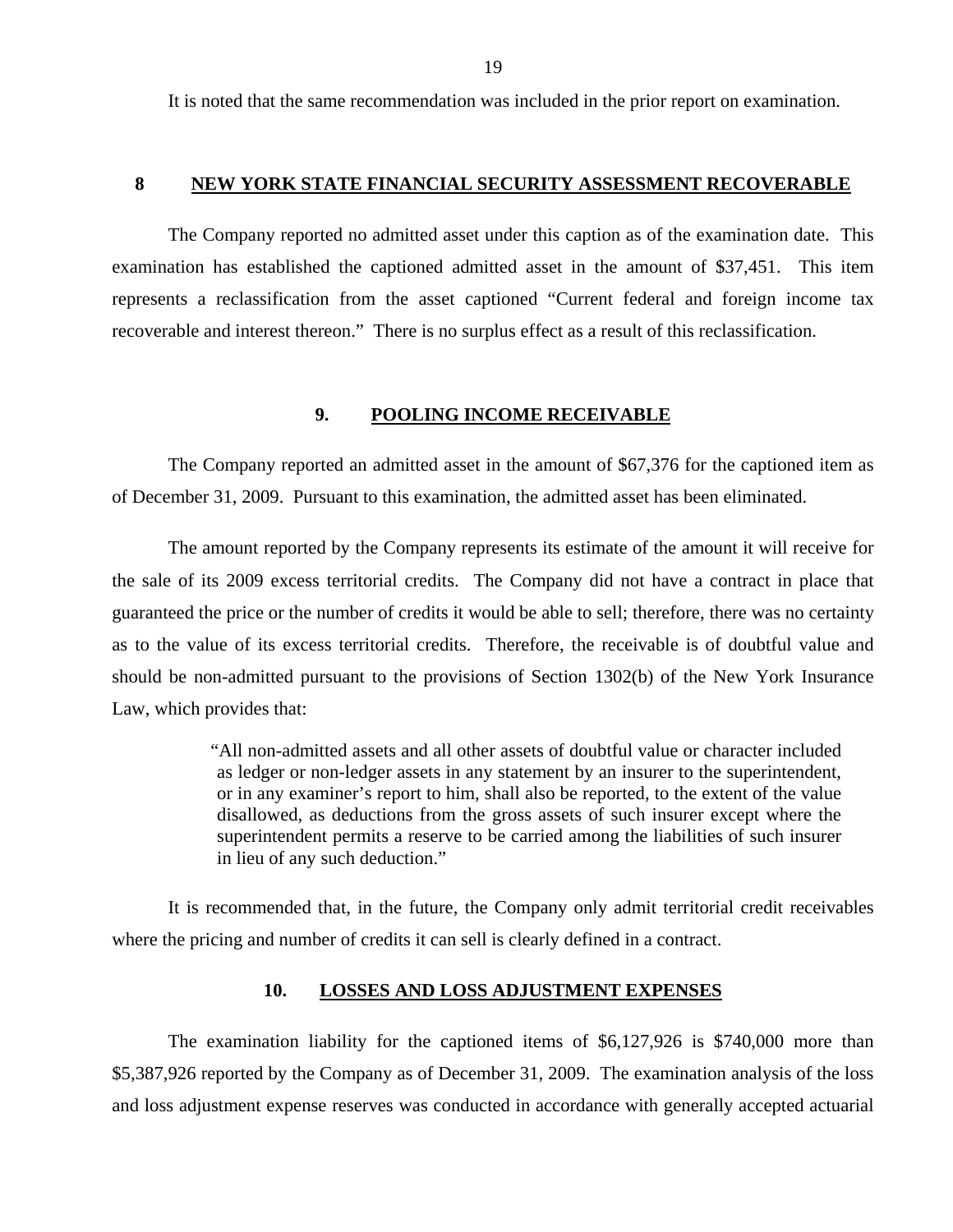It is noted that the same recommendation was included in the prior report on examination.

## 8 NEW YORK STATE FINANCIAL SECURITY ASSESSMENT RECOVERABLE

The Company reported no admitted asset under this caption as of the examination date. This examination has established the captioned admitted asset in the amount of $37,451. This item represents a reclassification from the asset captioned "Current federal and foreign income tax recoverable and interest thereon." There is no surplus effect as a result of this reclassification.

## 9. POOLING INCOME RECEIVABLE

The Company reported an admitted asset in the amount of $67,376 for the captioned item as of December 31, 2009. Pursuant to this examination, the admitted asset has been eliminated.

The amount reported by the Company represents its estimate of the amount it will receive for the sale of its 2009 excess territorial credits. The Company did not have a contract in place that guaranteed the price or the number of credits it would be able to sell; therefore, there was no certainty as to the value of its excess territorial credits. Therefore, the receivable is of doubtful value and should be non-admitted pursuant to the provisions of Section 1302(b) of the New York Insurance Law, which provides that:

> "All non-admitted assets and all other assets of doubtful value or character included as ledger or non-ledger assets in any statement by an insurer to the superintendent, or in any examiner's report to him, shall also be reported, to the extent of the value disallowed, as deductions from the gross assets of such insurer except where the superintendent permits a reserve to be carried among the liabilities of such insurer in lieu of any such deduction."

It is recommended that, in the future, the Company only admit territorial credit receivables where the pricing and number of credits it can sell is clearly defined in a contract.

## 10. LOSSES AND LOSS ADJUSTMENT EXPENSES

The examination liability for the captioned items of $6,127,926 is $740,000 more than $5,387,926 reported by the Company as of December 31, 2009. The examination analysis of the loss and loss adjustment expense reserves was conducted in accordance with generally accepted actuarial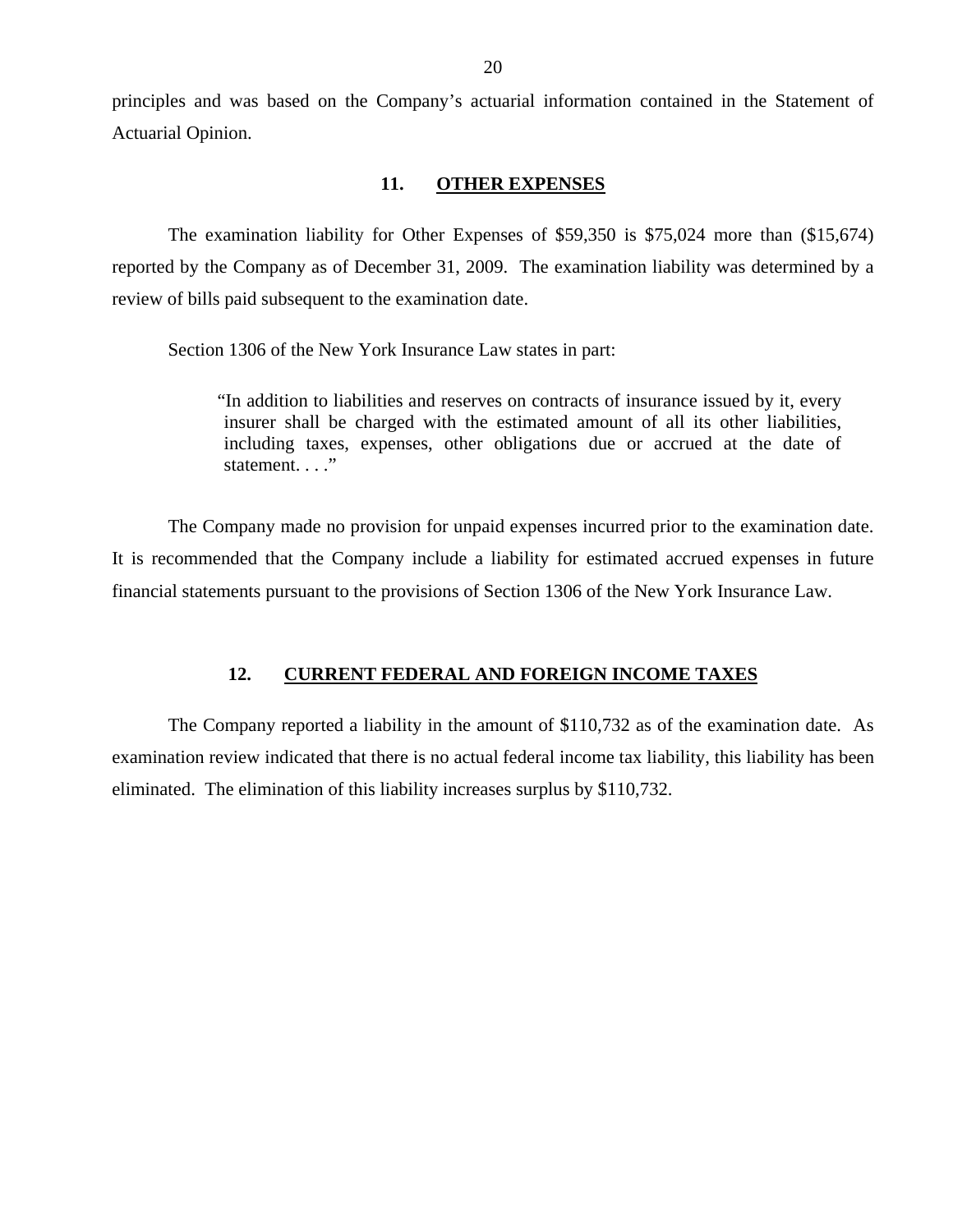principles and was based on the Company's actuarial information contained in the Statement of Actuarial Opinion.

## 11. OTHER EXPENSES

The examination liability for Other Expenses of $59,350 is $75,024 more than ($15,674) reported by the Company as of December 31, 2009. The examination liability was determined by a review of bills paid subsequent to the examination date.

Section 1306 of the New York Insurance Law states in part:

> "In addition to liabilities and reserves on contracts of insurance issued by it, every insurer shall be charged with the estimated amount of all its other liabilities, including taxes, expenses, other obligations due or accrued at the date of statement. . . ."

The Company made no provision for unpaid expenses incurred prior to the examination date. It is recommended that the Company include a liability for estimated accrued expenses in future financial statements pursuant to the provisions of Section 1306 of the New York Insurance Law.

## 12. CURRENT FEDERAL AND FOREIGN INCOME TAXES

The Company reported a liability in the amount of $110,732 as of the examination date. As examination review indicated that there is no actual federal income tax liability, this liability has been eliminated. The elimination of this liability increases surplus by $110,732.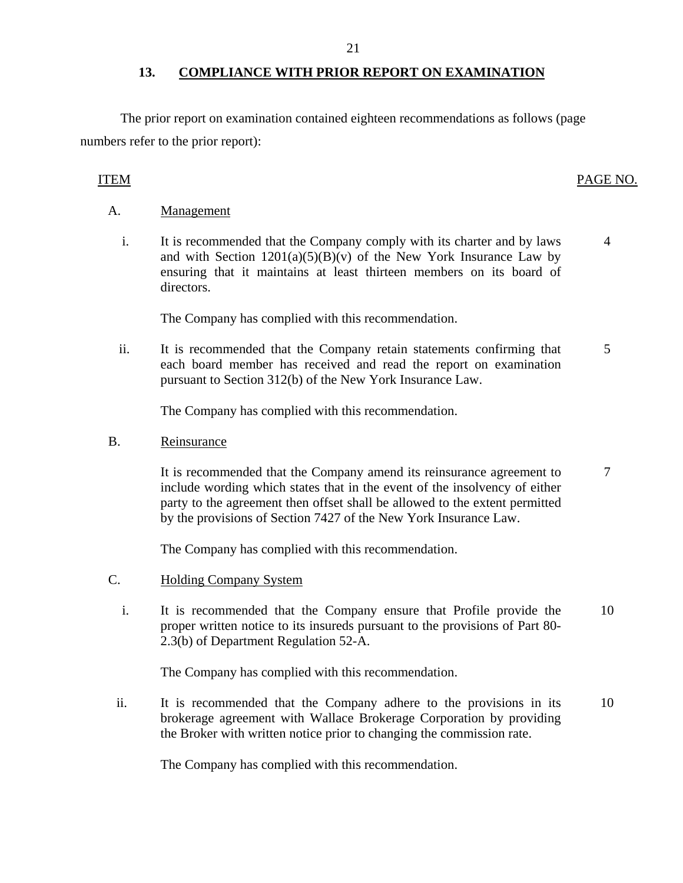## 13. COMPLIANCE WITH PRIOR REPORT ON EXAMINATION

The prior report on examination contained eighteen recommendations as follows (page numbers refer to the prior report):

| ITEM | | | PAGE NO. |
|---|---|---|---|
| A. | Management | | |
| | i. | It is recommended that the Company comply with its charter and by laws and with Section 1201(a)(5)(B)(v) of the New York Insurance Law by ensuring that it maintains at least thirteen members on its board of directors. | 4 |
| | | The Company has complied with this recommendation. | |
| | ii. | It is recommended that the Company retain statements confirming that each board member has received and read the report on examination pursuant to Section 312(b) of the New York Insurance Law. | 5 |
| | | The Company has complied with this recommendation. | |
| B. | Reinsurance | | |
| | | It is recommended that the Company amend its reinsurance agreement to include wording which states that in the event of the insolvency of either party to the agreement then offset shall be allowed to the extent permitted by the provisions of Section 7427 of the New York Insurance Law. | 7 |
| | | The Company has complied with this recommendation. | |
| C. | Holding Company System | | |
| | i. | It is recommended that the Company ensure that Profile provide the proper written notice to its insureds pursuant to the provisions of Part 80-2.3(b) of Department Regulation 52-A. | 10 |
| | | The Company has complied with this recommendation. | |
| | ii. | It is recommended that the Company adhere to the provisions in its brokerage agreement with Wallace Brokerage Corporation by providing the Broker with written notice prior to changing the commission rate. | 10 |
| | | The Company has complied with this recommendation. | |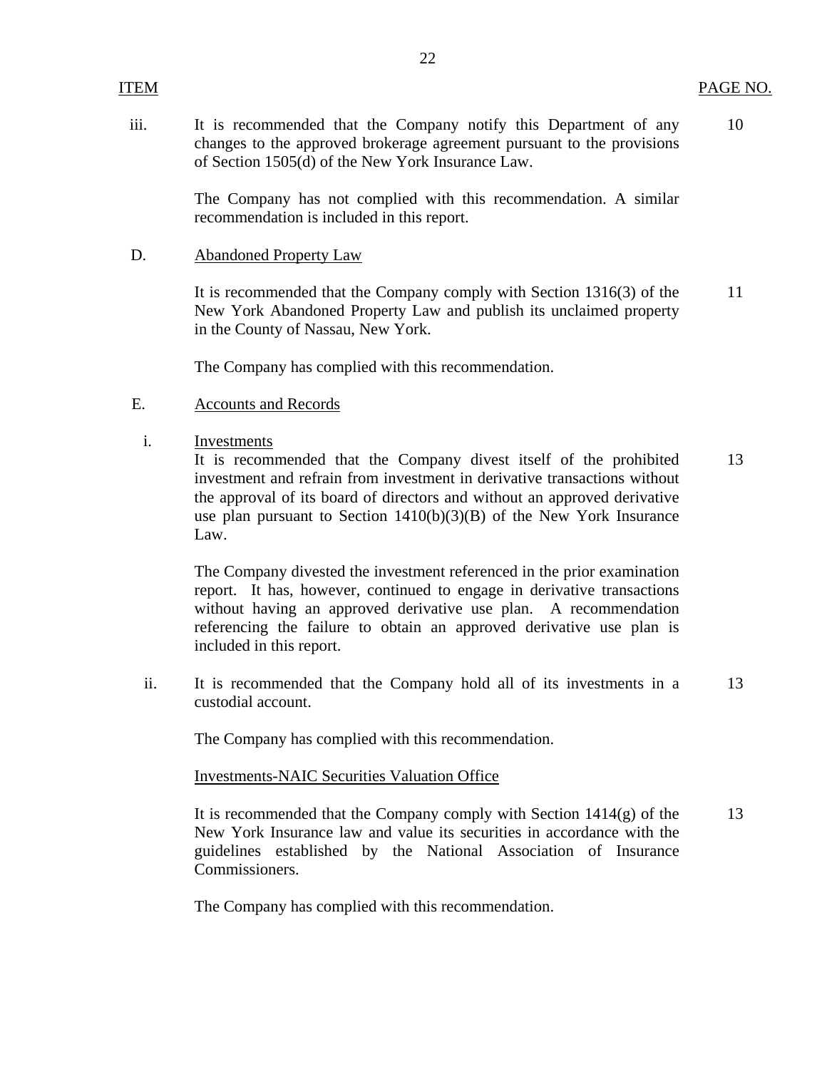| ITEM | | PAGE NO. |
|---|---|---|
| iii. | It is recommended that the Company notify this Department of any changes to the approved brokerage agreement pursuant to the provisions of Section 1505(d) of the New York Insurance Law. | 10 |
| | The Company has not complied with this recommendation. A similar recommendation is included in this report. | |
| D. | Abandoned Property Law | |
| | It is recommended that the Company comply with Section 1316(3) of the New York Abandoned Property Law and publish its unclaimed property in the County of Nassau, New York. | 11 |
| | The Company has complied with this recommendation. | |
| E. | Accounts and Records | |
| i. | Investments<br>It is recommended that the Company divest itself of the prohibited investment and refrain from investment in derivative transactions without the approval of its board of directors and without an approved derivative use plan pursuant to Section 1410(b)(3)(B) of the New York Insurance Law. | 13 |
| | The Company divested the investment referenced in the prior examination report. It has, however, continued to engage in derivative transactions without having an approved derivative use plan. A recommendation referencing the failure to obtain an approved derivative use plan is included in this report. | |
| ii. | It is recommended that the Company hold all of its investments in a custodial account. | 13 |
| | The Company has complied with this recommendation. | |
| | Investments-NAIC Securities Valuation Office | |
| | It is recommended that the Company comply with Section 1414(g) of the New York Insurance law and value its securities in accordance with the guidelines established by the National Association of Insurance Commissioners. | 13 |
| | The Company has complied with this recommendation. | |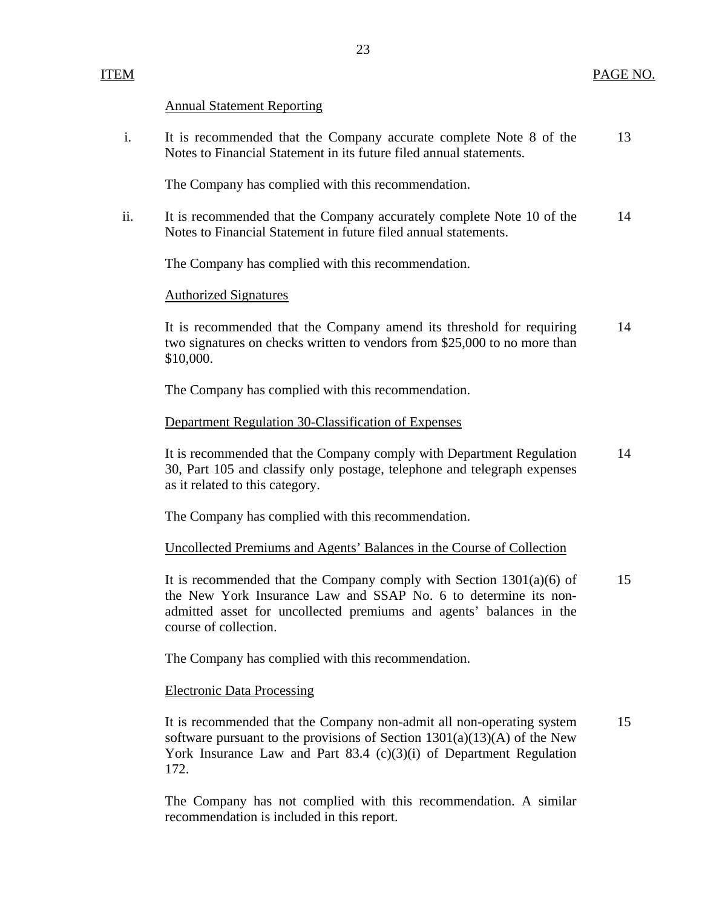| ITEM | | PAGE NO. |
|---|---|---|
| | Annual Statement Reporting | |
| i. | It is recommended that the Company accurate complete Note 8 of the Notes to Financial Statement in its future filed annual statements. | 13 |
| | The Company has complied with this recommendation. | |
| ii. | It is recommended that the Company accurately complete Note 10 of the Notes to Financial Statement in future filed annual statements. | 14 |
| | The Company has complied with this recommendation. | |
| | Authorized Signatures | |
| | It is recommended that the Company amend its threshold for requiring two signatures on checks written to vendors from $25,000 to no more than $10,000. | 14 |
| | The Company has complied with this recommendation. | |
| | Department Regulation 30-Classification of Expenses | |
| | It is recommended that the Company comply with Department Regulation 30, Part 105 and classify only postage, telephone and telegraph expenses as it related to this category. | 14 |
| | The Company has complied with this recommendation. | |
| | Uncollected Premiums and Agents' Balances in the Course of Collection | |
| | It is recommended that the Company comply with Section 1301(a)(6) of the New York Insurance Law and SSAP No. 6 to determine its non-admitted asset for uncollected premiums and agents' balances in the course of collection. | 15 |
| | The Company has complied with this recommendation. | |
| | Electronic Data Processing | |
| | It is recommended that the Company non-admit all non-operating system software pursuant to the provisions of Section 1301(a)(13)(A) of the New York Insurance Law and Part 83.4 (c)(3)(i) of Department Regulation 172. | 15 |
| | The Company has not complied with this recommendation. A similar recommendation is included in this report. | |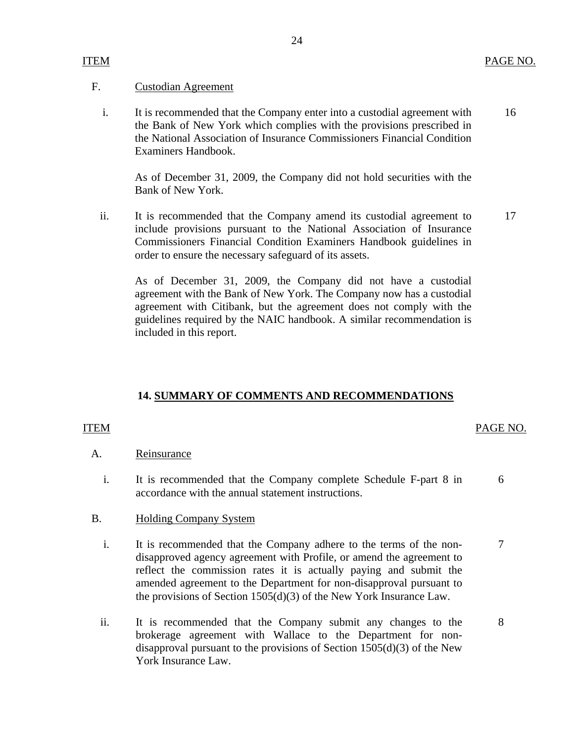ITEM | PAGE NO.

F. Custodian Agreement

i. It is recommended that the Company enter into a custodial agreement with the Bank of New York which complies with the provisions prescribed in the National Association of Insurance Commissioners Financial Condition Examiners Handbook. — 16

As of December 31, 2009, the Company did not hold securities with the Bank of New York.

ii. It is recommended that the Company amend its custodial agreement to include provisions pursuant to the National Association of Insurance Commissioners Financial Condition Examiners Handbook guidelines in order to ensure the necessary safeguard of its assets. — 17

As of December 31, 2009, the Company did not have a custodial agreement with the Bank of New York. The Company now has a custodial agreement with Citibank, but the agreement does not comply with the guidelines required by the NAIC handbook. A similar recommendation is included in this report.

## 14. SUMMARY OF COMMENTS AND RECOMMENDATIONS

ITEM | PAGE NO.

A. Reinsurance

i. It is recommended that the Company complete Schedule F-part 8 in accordance with the annual statement instructions. — 6

B. Holding Company System

i. It is recommended that the Company adhere to the terms of the non-disapproved agency agreement with Profile, or amend the agreement to reflect the commission rates it is actually paying and submit the amended agreement to the Department for non-disapproval pursuant to the provisions of Section 1505(d)(3) of the New York Insurance Law. — 7

ii. It is recommended that the Company submit any changes to the brokerage agreement with Wallace to the Department for non-disapproval pursuant to the provisions of Section 1505(d)(3) of the New York Insurance Law. — 8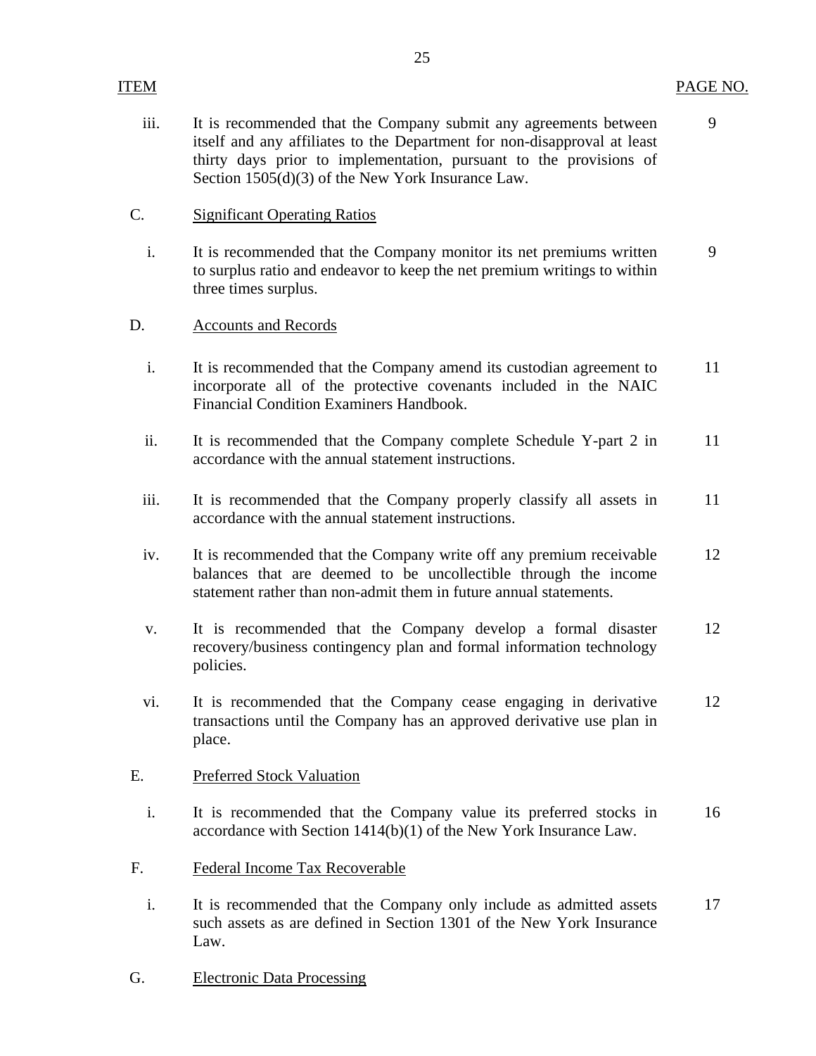| ITEM | | PAGE NO. |
|---|---|---|
| iii. | It is recommended that the Company submit any agreements between itself and any affiliates to the Department for non-disapproval at least thirty days prior to implementation, pursuant to the provisions of Section 1505(d)(3) of the New York Insurance Law. | 9 |
| C. | <u>Significant Operating Ratios</u> | |
| i. | It is recommended that the Company monitor its net premiums written to surplus ratio and endeavor to keep the net premium writings to within three times surplus. | 9 |
| D. | <u>Accounts and Records</u> | |
| i. | It is recommended that the Company amend its custodian agreement to incorporate all of the protective covenants included in the NAIC Financial Condition Examiners Handbook. | 11 |
| ii. | It is recommended that the Company complete Schedule Y-part 2 in accordance with the annual statement instructions. | 11 |
| iii. | It is recommended that the Company properly classify all assets in accordance with the annual statement instructions. | 11 |
| iv. | It is recommended that the Company write off any premium receivable balances that are deemed to be uncollectible through the income statement rather than non-admit them in future annual statements. | 12 |
| v. | It is recommended that the Company develop a formal disaster recovery/business contingency plan and formal information technology policies. | 12 |
| vi. | It is recommended that the Company cease engaging in derivative transactions until the Company has an approved derivative use plan in place. | 12 |
| E. | <u>Preferred Stock Valuation</u> | |
| i. | It is recommended that the Company value its preferred stocks in accordance with Section 1414(b)(1) of the New York Insurance Law. | 16 |
| F. | <u>Federal Income Tax Recoverable</u> | |
| i. | It is recommended that the Company only include as admitted assets such assets as are defined in Section 1301 of the New York Insurance Law. | 17 |
| G. | <u>Electronic Data Processing</u> | |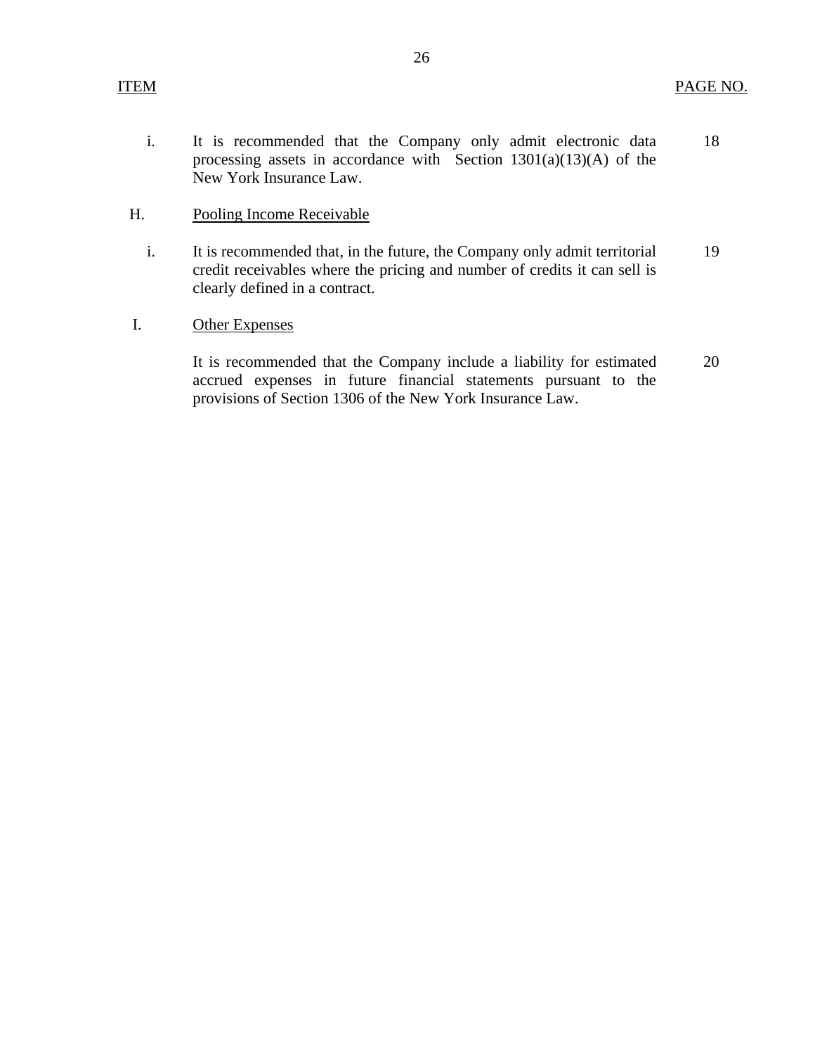| ITEM | | PAGE NO. |
|---|---|---|
| i. | It is recommended that the Company only admit electronic data processing assets in accordance with Section 1301(a)(13)(A) of the New York Insurance Law. | 18 |
| H. | Pooling Income Receivable | |
| i. | It is recommended that, in the future, the Company only admit territorial credit receivables where the pricing and number of credits it can sell is clearly defined in a contract. | 19 |
| I. | Other Expenses | |
| | It is recommended that the Company include a liability for estimated accrued expenses in future financial statements pursuant to the provisions of Section 1306 of the New York Insurance Law. | 20 |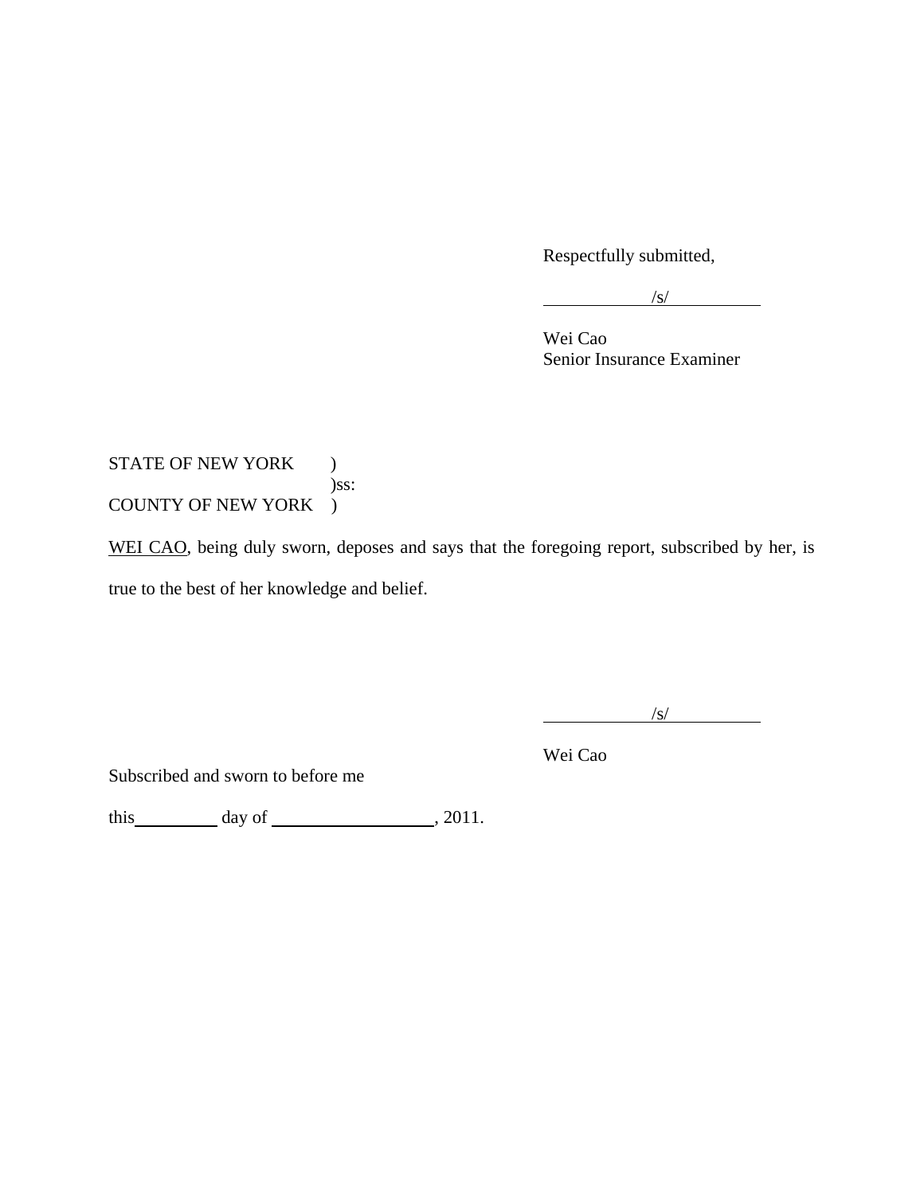Respectfully submitted,

/s/

Wei Cao
Senior Insurance Examiner

STATE OF NEW YORK )
)ss:
COUNTY OF NEW YORK )

WEI CAO, being duly sworn, deposes and says that the foregoing report, subscribed by her, is true to the best of her knowledge and belief.

/s/

Wei Cao

Subscribed and sworn to before me

this\_\_\_\_\_\_\_\_\_\_ day of \_\_\_\_\_\_\_\_\_\_\_\_\_\_\_\_\_\_\_\_, 2011.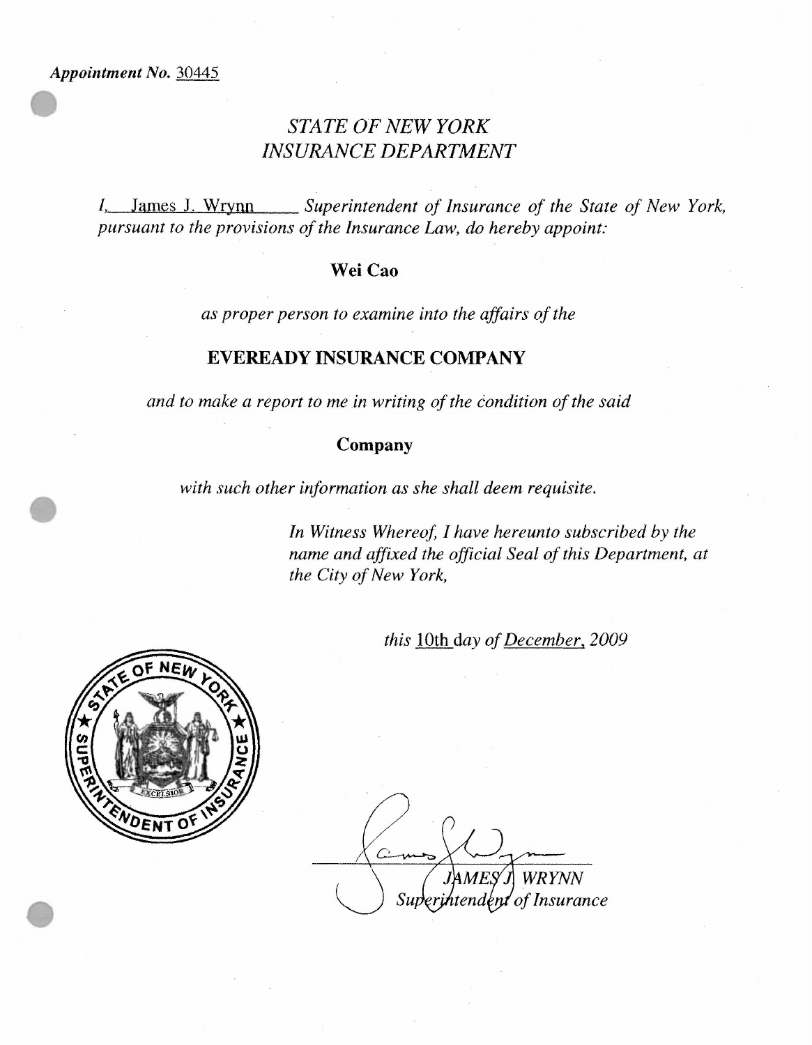*Appointment No.* 30445

## *STATE OF NEW YORK*
## *INSURANCE DEPARTMENT*

*I,* James J. Wrynn *Superintendent of Insurance of the State of New York, pursuant to the provisions of the Insurance Law, do hereby appoint:*

**Wei Cao**

*as proper person to examine into the affairs of the*

**EVEREADY INSURANCE COMPANY**

*and to make a report to me in writing of the condition of the said*

**Company**

*with such other information as she shall deem requisite.*

*In Witness Whereof, I have hereunto subscribed by the name and affixed the official Seal of this Department, at the City of New York,*

*this* 10th *day of* *December*, *2009*

STATE OF NEW YORK ★ SUPERINTENDENT OF INSURANCE ★ EXCELSIOR

*JAMES J. WRYNN*
*Superintendent of Insurance*